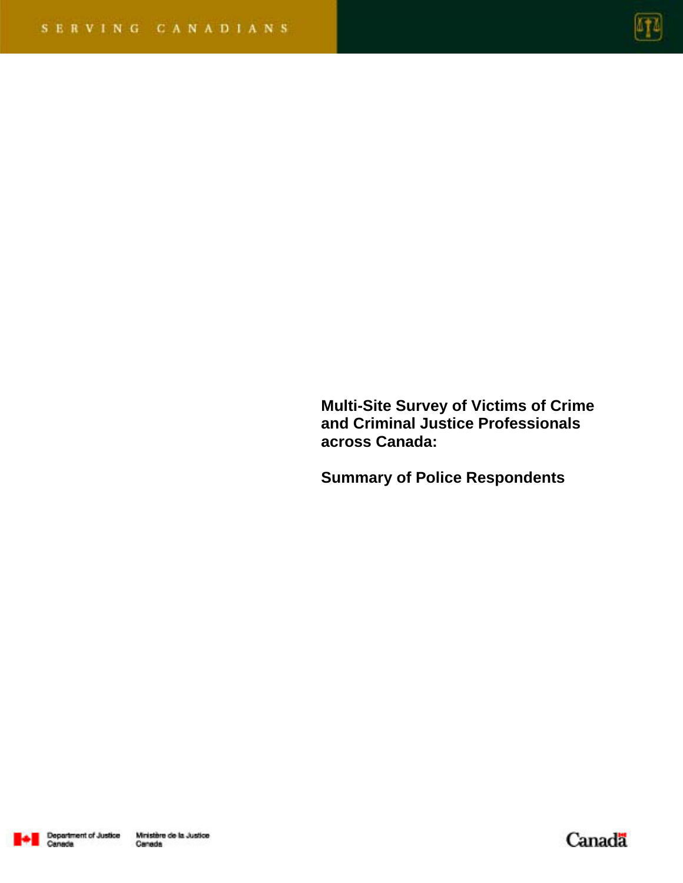SERVING CANADIANS

# Multi-Site Survey of Victims of Crime and Criminal Justice Professionals across Canada:

## Summary of Police Respondents

Department of Justice Canada | Ministère de la Justice Canada

Canada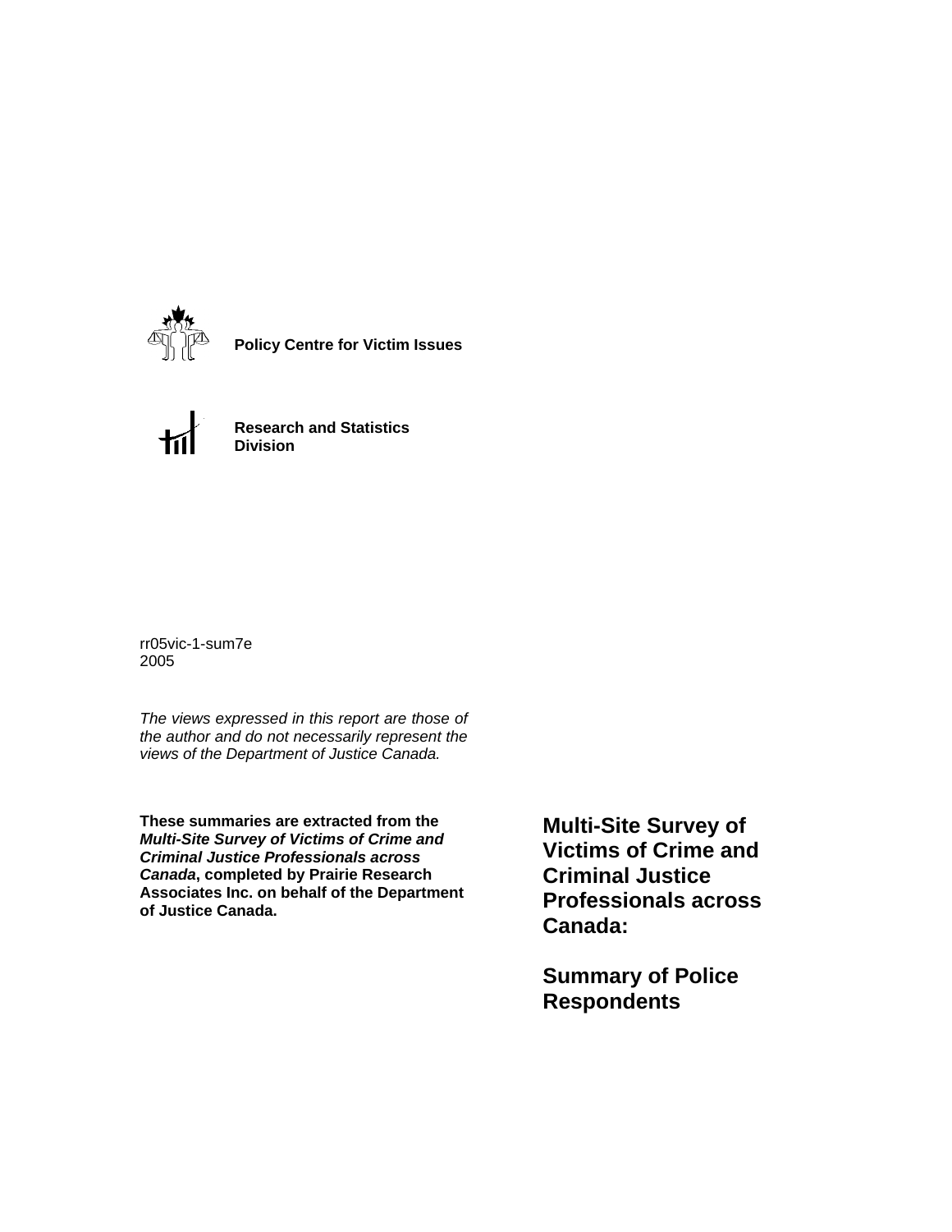**Policy Centre for Victim Issues**

**Research and Statistics Division**

rr05vic-1-sum7e
2005

*The views expressed in this report are those of the author and do not necessarily represent the views of the Department of Justice Canada.*

**These summaries are extracted from the *Multi-Site Survey of Victims of Crime and Criminal Justice Professionals across Canada*, completed by Prairie Research Associates Inc. on behalf of the Department of Justice Canada.**

# Multi-Site Survey of Victims of Crime and Criminal Justice Professionals across Canada:

# Summary of Police Respondents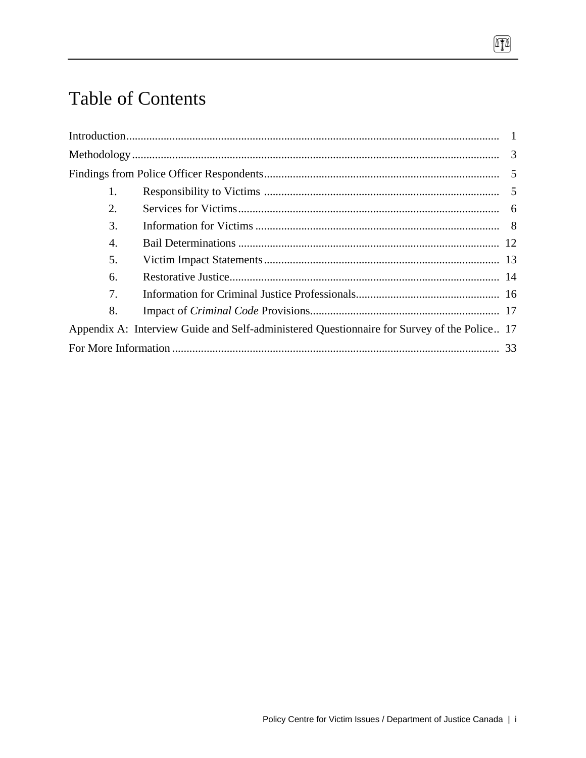# Table of Contents

Introduction ..... 1

Methodology ..... 3

Findings from Police Officer Respondents ..... 5

1. Responsibility to Victims ..... 5
2. Services for Victims ..... 6
3. Information for Victims ..... 8
4. Bail Determinations ..... 12
5. Victim Impact Statements ..... 13
6. Restorative Justice ..... 14
7. Information for Criminal Justice Professionals ..... 16
8. Impact of *Criminal Code* Provisions ..... 17

Appendix A: Interview Guide and Self-administered Questionnaire for Survey of the Police ..... 17

For More Information ..... 33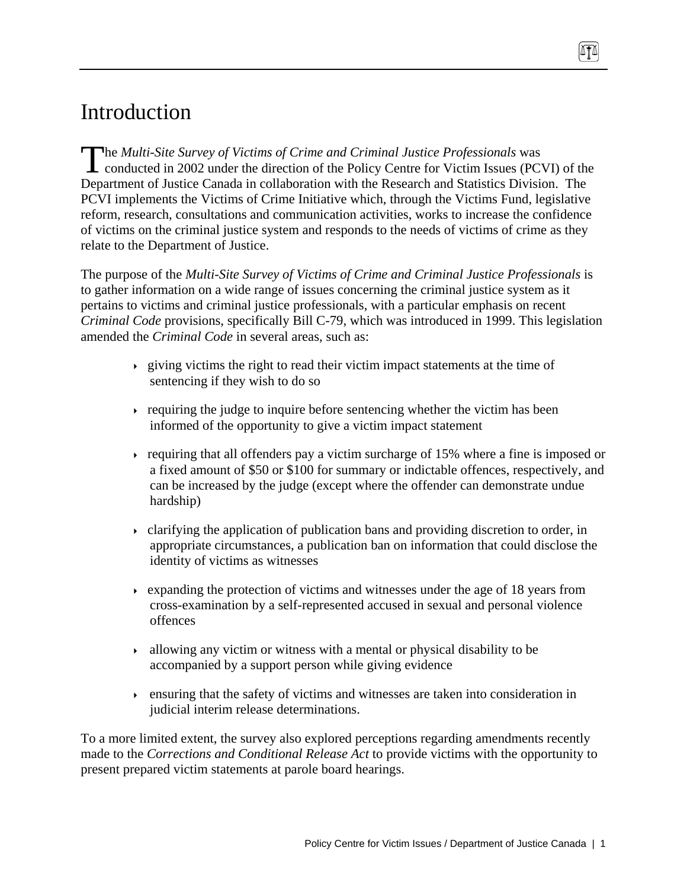# Introduction

The *Multi-Site Survey of Victims of Crime and Criminal Justice Professionals* was conducted in 2002 under the direction of the Policy Centre for Victim Issues (PCVI) of the Department of Justice Canada in collaboration with the Research and Statistics Division. The PCVI implements the Victims of Crime Initiative which, through the Victims Fund, legislative reform, research, consultations and communication activities, works to increase the confidence of victims on the criminal justice system and responds to the needs of victims of crime as they relate to the Department of Justice.

The purpose of the *Multi-Site Survey of Victims of Crime and Criminal Justice Professionals* is to gather information on a wide range of issues concerning the criminal justice system as it pertains to victims and criminal justice professionals, with a particular emphasis on recent *Criminal Code* provisions, specifically Bill C-79, which was introduced in 1999. This legislation amended the *Criminal Code* in several areas, such as:

- giving victims the right to read their victim impact statements at the time of sentencing if they wish to do so
- requiring the judge to inquire before sentencing whether the victim has been informed of the opportunity to give a victim impact statement
- requiring that all offenders pay a victim surcharge of 15% where a fine is imposed or a fixed amount of $50 or $100 for summary or indictable offences, respectively, and can be increased by the judge (except where the offender can demonstrate undue hardship)
- clarifying the application of publication bans and providing discretion to order, in appropriate circumstances, a publication ban on information that could disclose the identity of victims as witnesses
- expanding the protection of victims and witnesses under the age of 18 years from cross-examination by a self-represented accused in sexual and personal violence offences
- allowing any victim or witness with a mental or physical disability to be accompanied by a support person while giving evidence
- ensuring that the safety of victims and witnesses are taken into consideration in judicial interim release determinations.

To a more limited extent, the survey also explored perceptions regarding amendments recently made to the *Corrections and Conditional Release Act* to provide victims with the opportunity to present prepared victim statements at parole board hearings.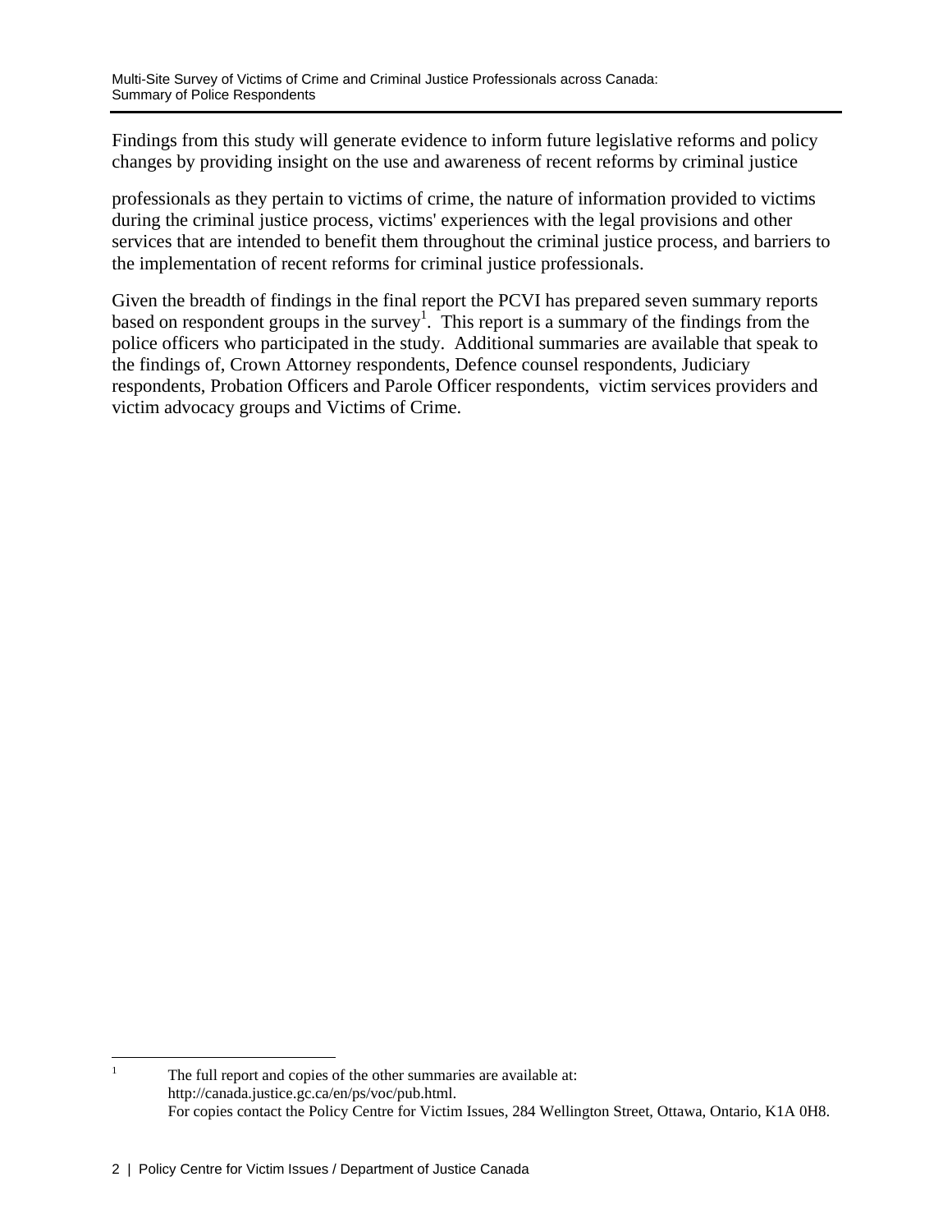Findings from this study will generate evidence to inform future legislative reforms and policy changes by providing insight on the use and awareness of recent reforms by criminal justice

professionals as they pertain to victims of crime, the nature of information provided to victims during the criminal justice process, victims' experiences with the legal provisions and other services that are intended to benefit them throughout the criminal justice process, and barriers to the implementation of recent reforms for criminal justice professionals.

Given the breadth of findings in the final report the PCVI has prepared seven summary reports based on respondent groups in the survey[1]. This report is a summary of the findings from the police officers who participated in the study. Additional summaries are available that speak to the findings of, Crown Attorney respondents, Defence counsel respondents, Judiciary respondents, Probation Officers and Parole Officer respondents, victim services providers and victim advocacy groups and Victims of Crime.

[1] The full report and copies of the other summaries are available at: http://canada.justice.gc.ca/en/ps/voc/pub.html.
For copies contact the Policy Centre for Victim Issues, 284 Wellington Street, Ottawa, Ontario, K1A 0H8.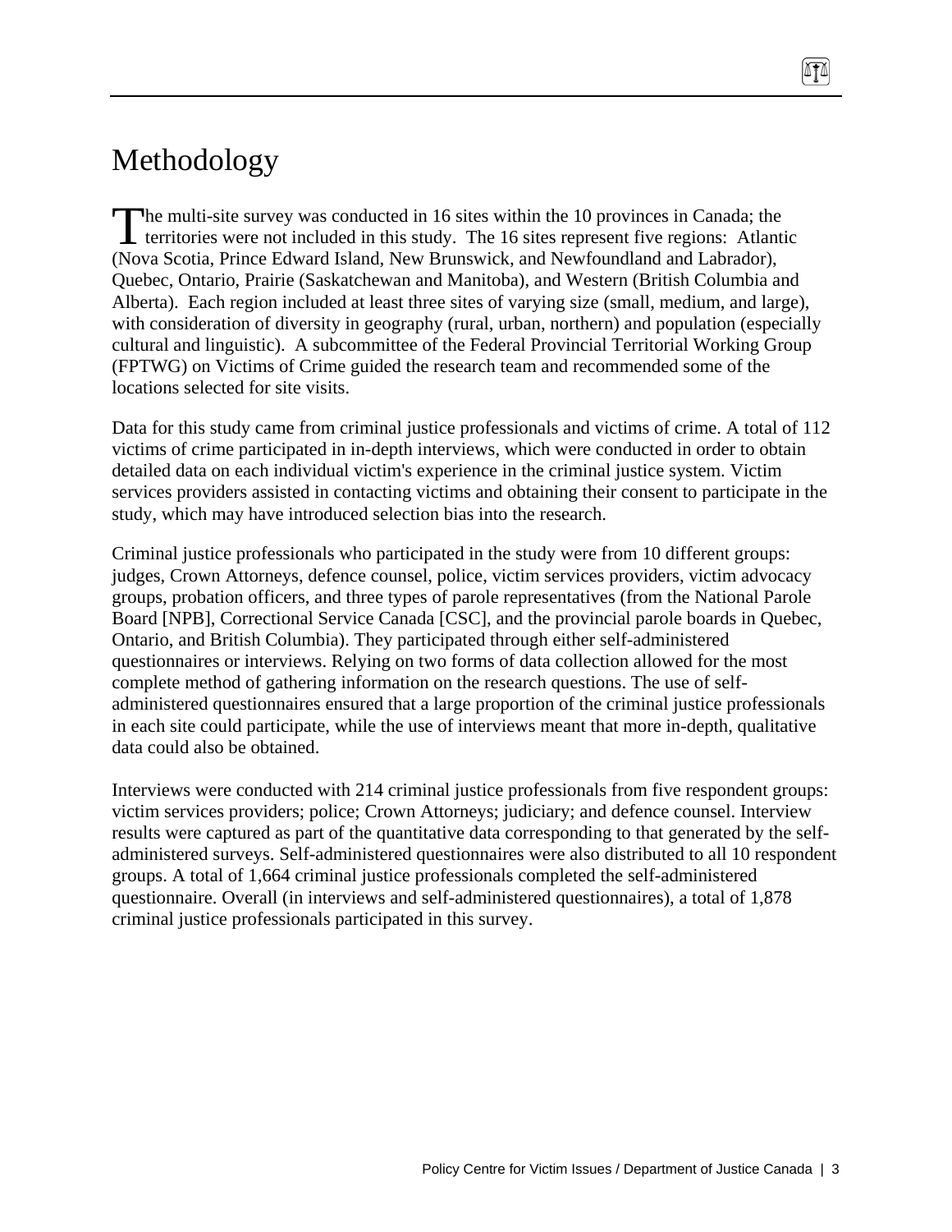# Methodology

The multi-site survey was conducted in 16 sites within the 10 provinces in Canada; the territories were not included in this study. The 16 sites represent five regions: Atlantic (Nova Scotia, Prince Edward Island, New Brunswick, and Newfoundland and Labrador), Quebec, Ontario, Prairie (Saskatchewan and Manitoba), and Western (British Columbia and Alberta). Each region included at least three sites of varying size (small, medium, and large), with consideration of diversity in geography (rural, urban, northern) and population (especially cultural and linguistic). A subcommittee of the Federal Provincial Territorial Working Group (FPTWG) on Victims of Crime guided the research team and recommended some of the locations selected for site visits.

Data for this study came from criminal justice professionals and victims of crime. A total of 112 victims of crime participated in in-depth interviews, which were conducted in order to obtain detailed data on each individual victim's experience in the criminal justice system. Victim services providers assisted in contacting victims and obtaining their consent to participate in the study, which may have introduced selection bias into the research.

Criminal justice professionals who participated in the study were from 10 different groups: judges, Crown Attorneys, defence counsel, police, victim services providers, victim advocacy groups, probation officers, and three types of parole representatives (from the National Parole Board [NPB], Correctional Service Canada [CSC], and the provincial parole boards in Quebec, Ontario, and British Columbia). They participated through either self-administered questionnaires or interviews. Relying on two forms of data collection allowed for the most complete method of gathering information on the research questions. The use of self-administered questionnaires ensured that a large proportion of the criminal justice professionals in each site could participate, while the use of interviews meant that more in-depth, qualitative data could also be obtained.

Interviews were conducted with 214 criminal justice professionals from five respondent groups: victim services providers; police; Crown Attorneys; judiciary; and defence counsel. Interview results were captured as part of the quantitative data corresponding to that generated by the self-administered surveys. Self-administered questionnaires were also distributed to all 10 respondent groups. A total of 1,664 criminal justice professionals completed the self-administered questionnaire. Overall (in interviews and self-administered questionnaires), a total of 1,878 criminal justice professionals participated in this survey.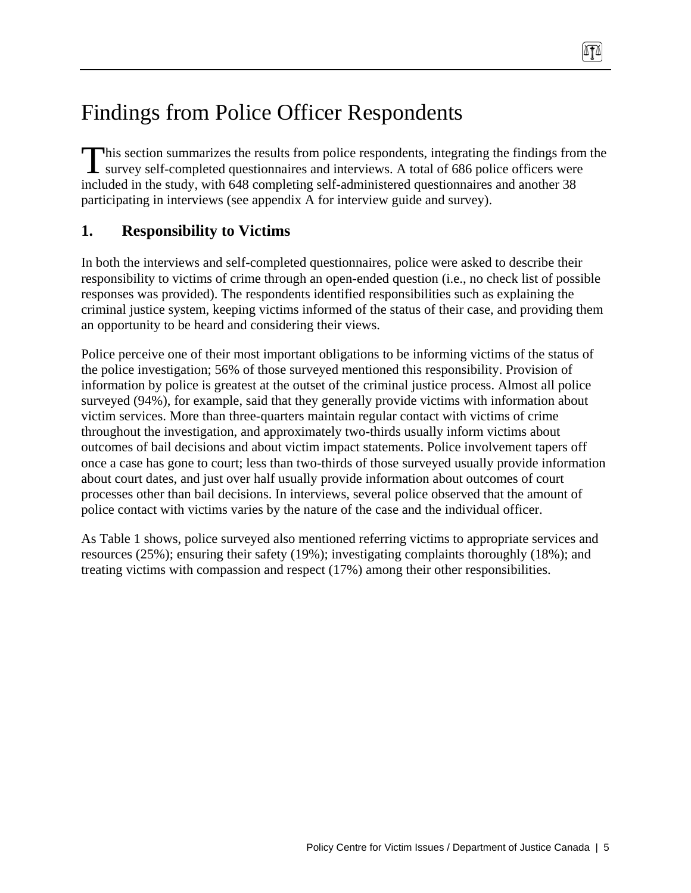# Findings from Police Officer Respondents

This section summarizes the results from police respondents, integrating the findings from the survey self-completed questionnaires and interviews. A total of 686 police officers were included in the study, with 648 completing self-administered questionnaires and another 38 participating in interviews (see appendix A for interview guide and survey).

## 1. Responsibility to Victims

In both the interviews and self-completed questionnaires, police were asked to describe their responsibility to victims of crime through an open-ended question (i.e., no check list of possible responses was provided). The respondents identified responsibilities such as explaining the criminal justice system, keeping victims informed of the status of their case, and providing them an opportunity to be heard and considering their views.

Police perceive one of their most important obligations to be informing victims of the status of the police investigation; 56% of those surveyed mentioned this responsibility. Provision of information by police is greatest at the outset of the criminal justice process. Almost all police surveyed (94%), for example, said that they generally provide victims with information about victim services. More than three-quarters maintain regular contact with victims of crime throughout the investigation, and approximately two-thirds usually inform victims about outcomes of bail decisions and about victim impact statements. Police involvement tapers off once a case has gone to court; less than two-thirds of those surveyed usually provide information about court dates, and just over half usually provide information about outcomes of court processes other than bail decisions. In interviews, several police observed that the amount of police contact with victims varies by the nature of the case and the individual officer.

As Table 1 shows, police surveyed also mentioned referring victims to appropriate services and resources (25%); ensuring their safety (19%); investigating complaints thoroughly (18%); and treating victims with compassion and respect (17%) among their other responsibilities.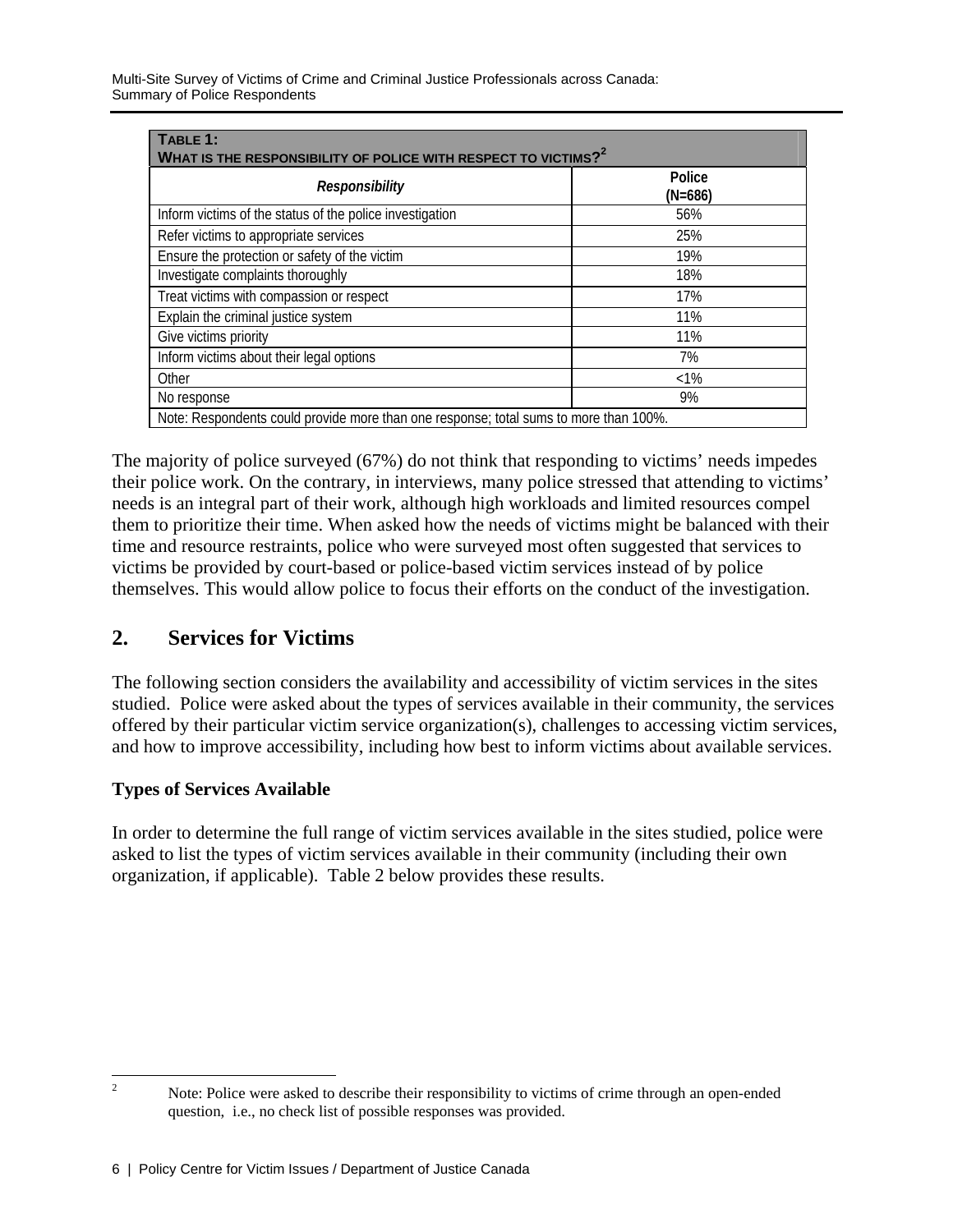| **TABLE 1: WHAT IS THE RESPONSIBILITY OF POLICE WITH RESPECT TO VICTIMS?**[2] | |
|---|---|
| ***Responsibility*** | **Police (N=686)** |
| Inform victims of the status of the police investigation | 56% |
| Refer victims to appropriate services | 25% |
| Ensure the protection or safety of the victim | 19% |
| Investigate complaints thoroughly | 18% |
| Treat victims with compassion or respect | 17% |
| Explain the criminal justice system | 11% |
| Give victims priority | 11% |
| Inform victims about their legal options | 7% |
| Other | <1% |
| No response | 9% |
| Note: Respondents could provide more than one response; total sums to more than 100%. | |

The majority of police surveyed (67%) do not think that responding to victims' needs impedes their police work. On the contrary, in interviews, many police stressed that attending to victims' needs is an integral part of their work, although high workloads and limited resources compel them to prioritize their time. When asked how the needs of victims might be balanced with their time and resource restraints, police who were surveyed most often suggested that services to victims be provided by court-based or police-based victim services instead of by police themselves. This would allow police to focus their efforts on the conduct of the investigation.

## 2. Services for Victims

The following section considers the availability and accessibility of victim services in the sites studied. Police were asked about the types of services available in their community, the services offered by their particular victim service organization(s), challenges to accessing victim services, and how to improve accessibility, including how best to inform victims about available services.

### Types of Services Available

In order to determine the full range of victim services available in the sites studied, police were asked to list the types of victim services available in their community (including their own organization, if applicable). Table 2 below provides these results.

---

[2] Note: Police were asked to describe their responsibility to victims of crime through an open-ended question, i.e., no check list of possible responses was provided.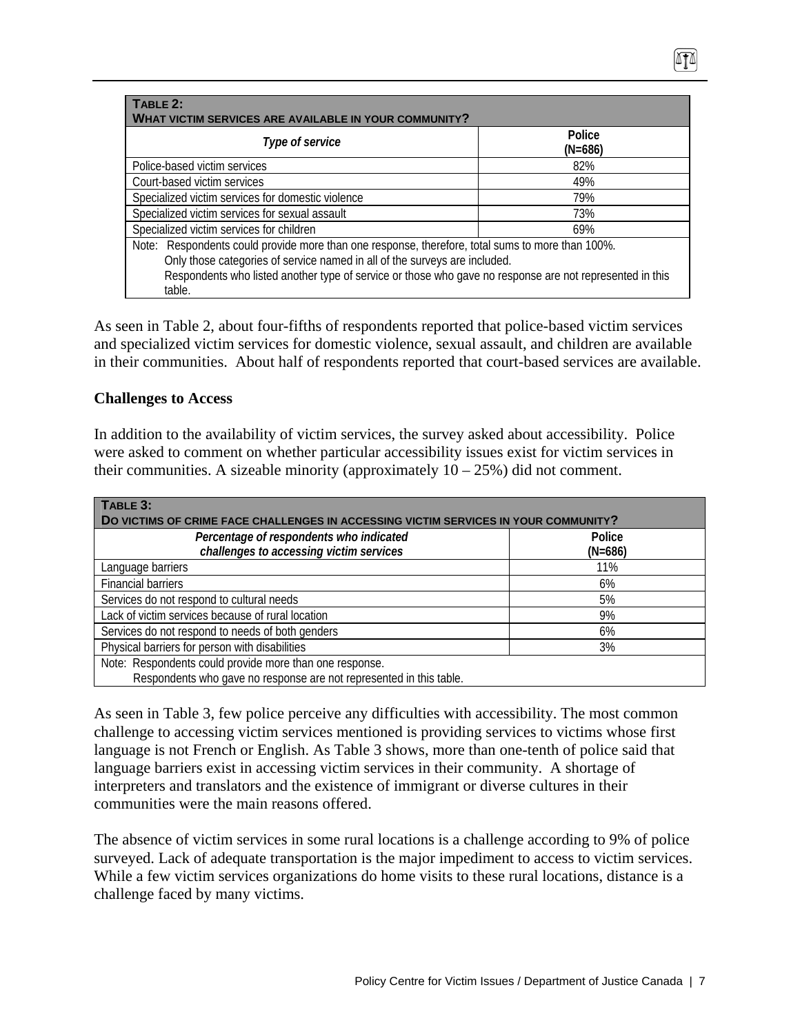| **TABLE 2: WHAT VICTIM SERVICES ARE AVAILABLE IN YOUR COMMUNITY?** | |
|---|---|
| *Type of service* | Police (N=686) |
| Police-based victim services | 82% |
| Court-based victim services | 49% |
| Specialized victim services for domestic violence | 79% |
| Specialized victim services for sexual assault | 73% |
| Specialized victim services for children | 69% |
| Note: Respondents could provide more than one response, therefore, total sums to more than 100%. Only those categories of service named in all of the surveys are included. Respondents who listed another type of service or those who gave no response are not represented in this table. | |

As seen in Table 2, about four-fifths of respondents reported that police-based victim services and specialized victim services for domestic violence, sexual assault, and children are available in their communities. About half of respondents reported that court-based services are available.

**Challenges to Access**

In addition to the availability of victim services, the survey asked about accessibility. Police were asked to comment on whether particular accessibility issues exist for victim services in their communities. A sizeable minority (approximately 10 – 25%) did not comment.

| **TABLE 3: DO VICTIMS OF CRIME FACE CHALLENGES IN ACCESSING VICTIM SERVICES IN YOUR COMMUNITY?** | |
|---|---|
| *Percentage of respondents who indicated challenges to accessing victim services* | Police (N=686) |
| Language barriers | 11% |
| Financial barriers | 6% |
| Services do not respond to cultural needs | 5% |
| Lack of victim services because of rural location | 9% |
| Services do not respond to needs of both genders | 6% |
| Physical barriers for person with disabilities | 3% |
| Note: Respondents could provide more than one response. Respondents who gave no response are not represented in this table. | |

As seen in Table 3, few police perceive any difficulties with accessibility. The most common challenge to accessing victim services mentioned is providing services to victims whose first language is not French or English. As Table 3 shows, more than one-tenth of police said that language barriers exist in accessing victim services in their community. A shortage of interpreters and translators and the existence of immigrant or diverse cultures in their communities were the main reasons offered.

The absence of victim services in some rural locations is a challenge according to 9% of police surveyed. Lack of adequate transportation is the major impediment to access to victim services. While a few victim services organizations do home visits to these rural locations, distance is a challenge faced by many victims.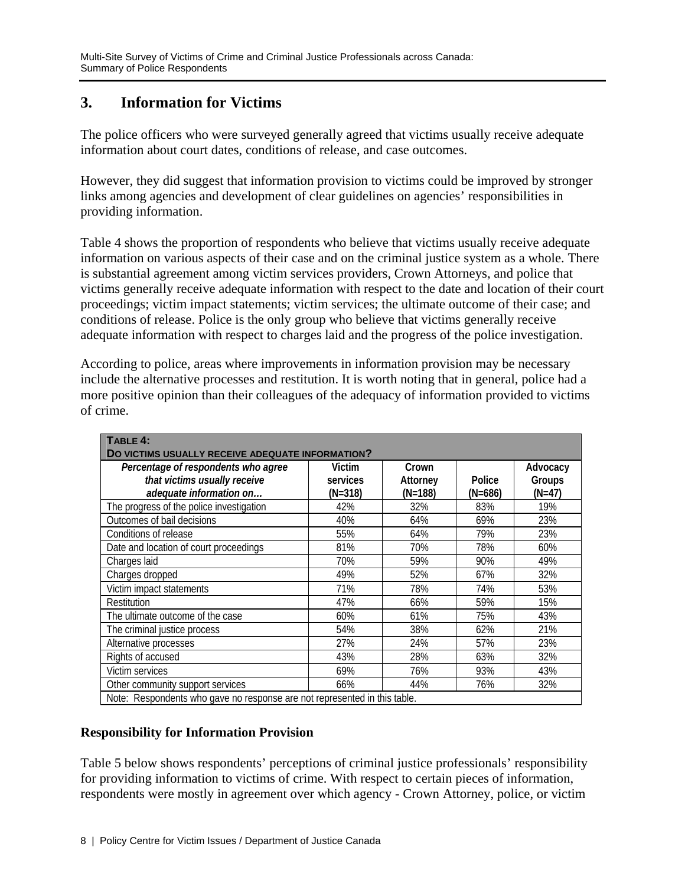## 3. Information for Victims

The police officers who were surveyed generally agreed that victims usually receive adequate information about court dates, conditions of release, and case outcomes.

However, they did suggest that information provision to victims could be improved by stronger links among agencies and development of clear guidelines on agencies' responsibilities in providing information.

Table 4 shows the proportion of respondents who believe that victims usually receive adequate information on various aspects of their case and on the criminal justice system as a whole. There is substantial agreement among victim services providers, Crown Attorneys, and police that victims generally receive adequate information with respect to the date and location of their court proceedings; victim impact statements; victim services; the ultimate outcome of their case; and conditions of release. Police is the only group who believe that victims generally receive adequate information with respect to charges laid and the progress of the police investigation.

According to police, areas where improvements in information provision may be necessary include the alternative processes and restitution. It is worth noting that in general, police had a more positive opinion than their colleagues of the adequacy of information provided to victims of crime.

**TABLE 4: DO VICTIMS USUALLY RECEIVE ADEQUATE INFORMATION?**

| *Percentage of respondents who agree that victims usually receive adequate information on…* | Victim services (N=318) | Crown Attorney (N=188) | Police (N=686) | Advocacy Groups (N=47) |
|---|---|---|---|---|
| The progress of the police investigation | 42% | 32% | 83% | 19% |
| Outcomes of bail decisions | 40% | 64% | 69% | 23% |
| Conditions of release | 55% | 64% | 79% | 23% |
| Date and location of court proceedings | 81% | 70% | 78% | 60% |
| Charges laid | 70% | 59% | 90% | 49% |
| Charges dropped | 49% | 52% | 67% | 32% |
| Victim impact statements | 71% | 78% | 74% | 53% |
| Restitution | 47% | 66% | 59% | 15% |
| The ultimate outcome of the case | 60% | 61% | 75% | 43% |
| The criminal justice process | 54% | 38% | 62% | 21% |
| Alternative processes | 27% | 24% | 57% | 23% |
| Rights of accused | 43% | 28% | 63% | 32% |
| Victim services | 69% | 76% | 93% | 43% |
| Other community support services | 66% | 44% | 76% | 32% |

Note: Respondents who gave no response are not represented in this table.

### Responsibility for Information Provision

Table 5 below shows respondents' perceptions of criminal justice professionals' responsibility for providing information to victims of crime. With respect to certain pieces of information, respondents were mostly in agreement over which agency - Crown Attorney, police, or victim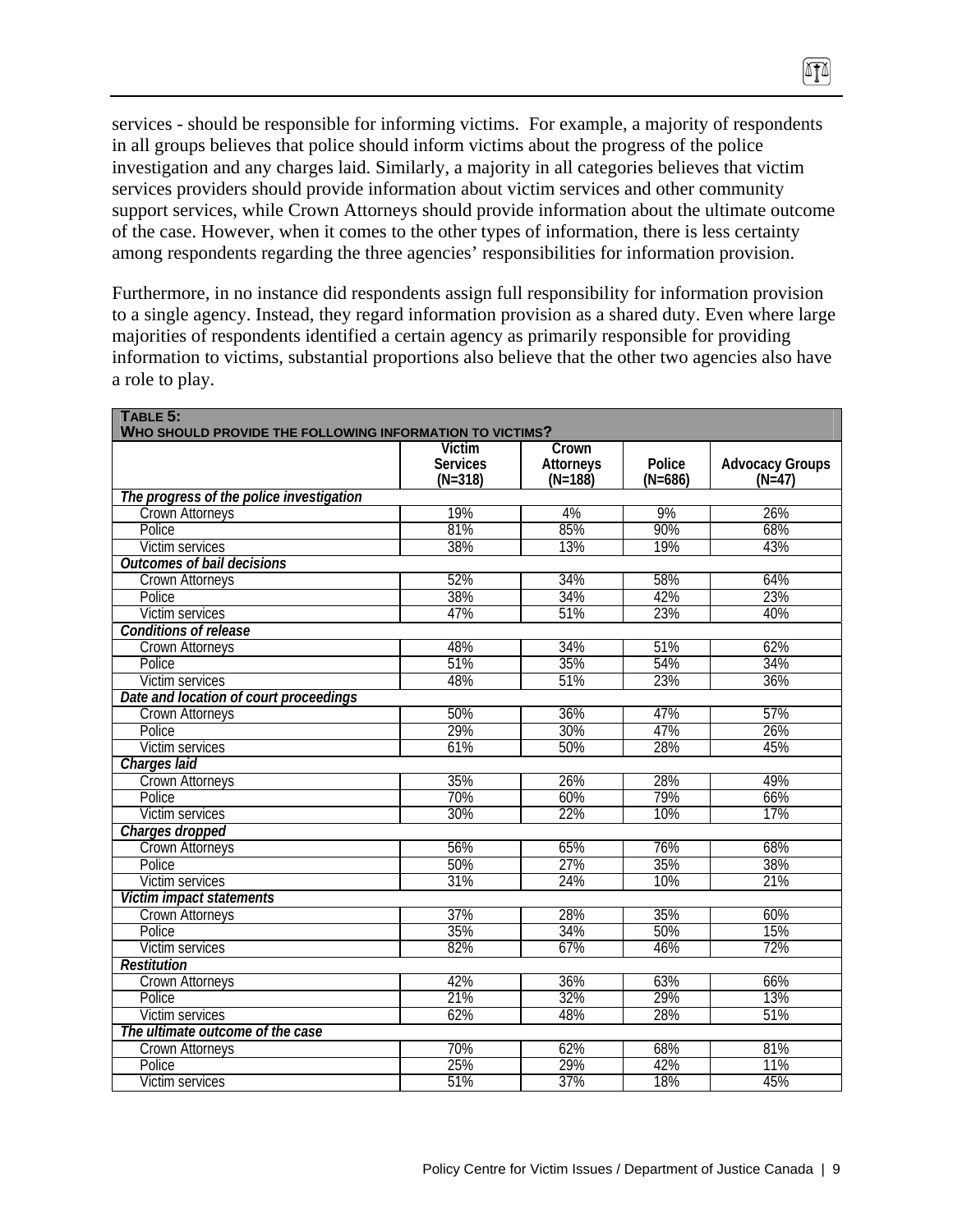services - should be responsible for informing victims. For example, a majority of respondents in all groups believes that police should inform victims about the progress of the police investigation and any charges laid. Similarly, a majority in all categories believes that victim services providers should provide information about victim services and other community support services, while Crown Attorneys should provide information about the ultimate outcome of the case. However, when it comes to the other types of information, there is less certainty among respondents regarding the three agencies' responsibilities for information provision.

Furthermore, in no instance did respondents assign full responsibility for information provision to a single agency. Instead, they regard information provision as a shared duty. Even where large majorities of respondents identified a certain agency as primarily responsible for providing information to victims, substantial proportions also believe that the other two agencies also have a role to play.

**TABLE 5: WHO SHOULD PROVIDE THE FOLLOWING INFORMATION TO VICTIMS?**

| | Victim Services (N=318) | Crown Attorneys (N=188) | Police (N=686) | Advocacy Groups (N=47) |
|---|---|---|---|---|
| ***The progress of the police investigation*** | | | | |
| Crown Attorneys | 19% | 4% | 9% | 26% |
| Police | 81% | 85% | 90% | 68% |
| Victim services | 38% | 13% | 19% | 43% |
| ***Outcomes of bail decisions*** | | | | |
| Crown Attorneys | 52% | 34% | 58% | 64% |
| Police | 38% | 34% | 42% | 23% |
| Victim services | 47% | 51% | 23% | 40% |
| ***Conditions of release*** | | | | |
| Crown Attorneys | 48% | 34% | 51% | 62% |
| Police | 51% | 35% | 54% | 34% |
| Victim services | 48% | 51% | 23% | 36% |
| ***Date and location of court proceedings*** | | | | |
| Crown Attorneys | 50% | 36% | 47% | 57% |
| Police | 29% | 30% | 47% | 26% |
| Victim services | 61% | 50% | 28% | 45% |
| ***Charges laid*** | | | | |
| Crown Attorneys | 35% | 26% | 28% | 49% |
| Police | 70% | 60% | 79% | 66% |
| Victim services | 30% | 22% | 10% | 17% |
| ***Charges dropped*** | | | | |
| Crown Attorneys | 56% | 65% | 76% | 68% |
| Police | 50% | 27% | 35% | 38% |
| Victim services | 31% | 24% | 10% | 21% |
| ***Victim impact statements*** | | | | |
| Crown Attorneys | 37% | 28% | 35% | 60% |
| Police | 35% | 34% | 50% | 15% |
| Victim services | 82% | 67% | 46% | 72% |
| ***Restitution*** | | | | |
| Crown Attorneys | 42% | 36% | 63% | 66% |
| Police | 21% | 32% | 29% | 13% |
| Victim services | 62% | 48% | 28% | 51% |
| ***The ultimate outcome of the case*** | | | | |
| Crown Attorneys | 70% | 62% | 68% | 81% |
| Police | 25% | 29% | 42% | 11% |
| Victim services | 51% | 37% | 18% | 45% |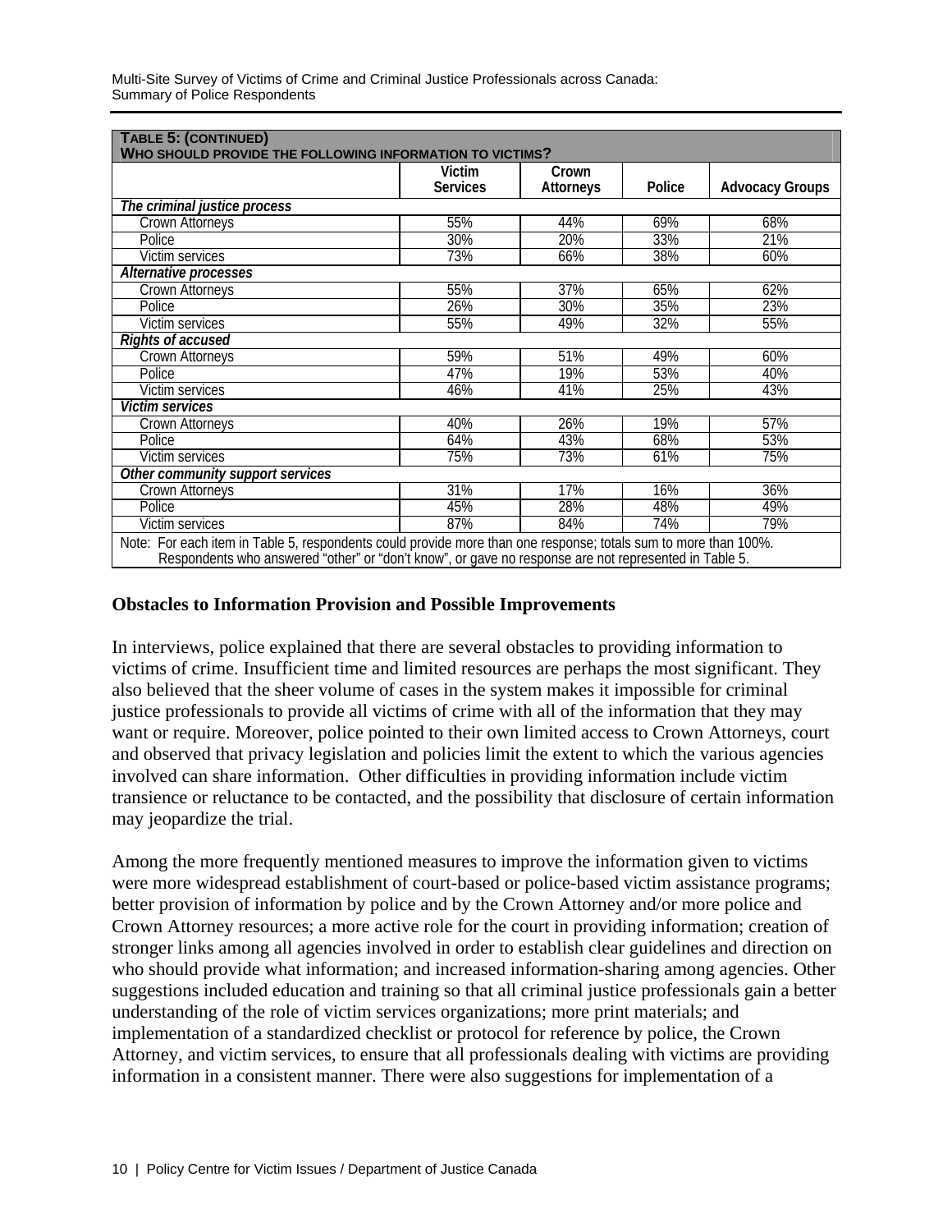| **TABLE 5: (CONTINUED) WHO SHOULD PROVIDE THE FOLLOWING INFORMATION TO VICTIMS?** | | | | |
|---|---|---|---|---|
| | Victim Services | Crown Attorneys | Police | Advocacy Groups |
| ***The criminal justice process*** | | | | |
| Crown Attorneys | 55% | 44% | 69% | 68% |
| Police | 30% | 20% | 33% | 21% |
| Victim services | 73% | 66% | 38% | 60% |
| ***Alternative processes*** | | | | |
| Crown Attorneys | 55% | 37% | 65% | 62% |
| Police | 26% | 30% | 35% | 23% |
| Victim services | 55% | 49% | 32% | 55% |
| ***Rights of accused*** | | | | |
| Crown Attorneys | 59% | 51% | 49% | 60% |
| Police | 47% | 19% | 53% | 40% |
| Victim services | 46% | 41% | 25% | 43% |
| ***Victim services*** | | | | |
| Crown Attorneys | 40% | 26% | 19% | 57% |
| Police | 64% | 43% | 68% | 53% |
| Victim services | 75% | 73% | 61% | 75% |
| ***Other community support services*** | | | | |
| Crown Attorneys | 31% | 17% | 16% | 36% |
| Police | 45% | 28% | 48% | 49% |
| Victim services | 87% | 84% | 74% | 79% |
| Note: For each item in Table 5, respondents could provide more than one response; totals sum to more than 100%. Respondents who answered "other" or "don't know", or gave no response are not represented in Table 5. | | | | |

### Obstacles to Information Provision and Possible Improvements

In interviews, police explained that there are several obstacles to providing information to victims of crime. Insufficient time and limited resources are perhaps the most significant. They also believed that the sheer volume of cases in the system makes it impossible for criminal justice professionals to provide all victims of crime with all of the information that they may want or require. Moreover, police pointed to their own limited access to Crown Attorneys, court and observed that privacy legislation and policies limit the extent to which the various agencies involved can share information. Other difficulties in providing information include victim transience or reluctance to be contacted, and the possibility that disclosure of certain information may jeopardize the trial.

Among the more frequently mentioned measures to improve the information given to victims were more widespread establishment of court-based or police-based victim assistance programs; better provision of information by police and by the Crown Attorney and/or more police and Crown Attorney resources; a more active role for the court in providing information; creation of stronger links among all agencies involved in order to establish clear guidelines and direction on who should provide what information; and increased information-sharing among agencies. Other suggestions included education and training so that all criminal justice professionals gain a better understanding of the role of victim services organizations; more print materials; and implementation of a standardized checklist or protocol for reference by police, the Crown Attorney, and victim services, to ensure that all professionals dealing with victims are providing information in a consistent manner. There were also suggestions for implementation of a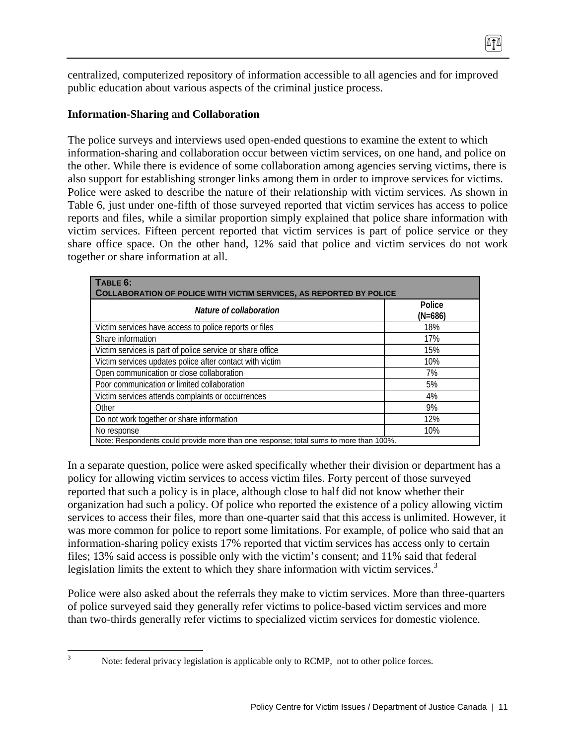centralized, computerized repository of information accessible to all agencies and for improved public education about various aspects of the criminal justice process.

**Information-Sharing and Collaboration**

The police surveys and interviews used open-ended questions to examine the extent to which information-sharing and collaboration occur between victim services, on one hand, and police on the other. While there is evidence of some collaboration among agencies serving victims, there is also support for establishing stronger links among them in order to improve services for victims. Police were asked to describe the nature of their relationship with victim services. As shown in Table 6, just under one-fifth of those surveyed reported that victim services has access to police reports and files, while a similar proportion simply explained that police share information with victim services. Fifteen percent reported that victim services is part of police service or they share office space. On the other hand, 12% said that police and victim services do not work together or share information at all.

**TABLE 6: COLLABORATION OF POLICE WITH VICTIM SERVICES, AS REPORTED BY POLICE**

| *Nature of collaboration* | Police (N=686) |
|---|---|
| Victim services have access to police reports or files | 18% |
| Share information | 17% |
| Victim services is part of police service or share office | 15% |
| Victim services updates police after contact with victim | 10% |
| Open communication or close collaboration | 7% |
| Poor communication or limited collaboration | 5% |
| Victim services attends complaints or occurrences | 4% |
| Other | 9% |
| Do not work together or share information | 12% |
| No response | 10% |

Note: Respondents could provide more than one response; total sums to more than 100%.

In a separate question, police were asked specifically whether their division or department has a policy for allowing victim services to access victim files. Forty percent of those surveyed reported that such a policy is in place, although close to half did not know whether their organization had such a policy. Of police who reported the existence of a policy allowing victim services to access their files, more than one-quarter said that this access is unlimited. However, it was more common for police to report some limitations. For example, of police who said that an information-sharing policy exists 17% reported that victim services has access only to certain files; 13% said access is possible only with the victim's consent; and 11% said that federal legislation limits the extent to which they share information with victim services.[3]

Police were also asked about the referrals they make to victim services. More than three-quarters of police surveyed said they generally refer victims to police-based victim services and more than two-thirds generally refer victims to specialized victim services for domestic violence.

[3] Note: federal privacy legislation is applicable only to RCMP, not to other police forces.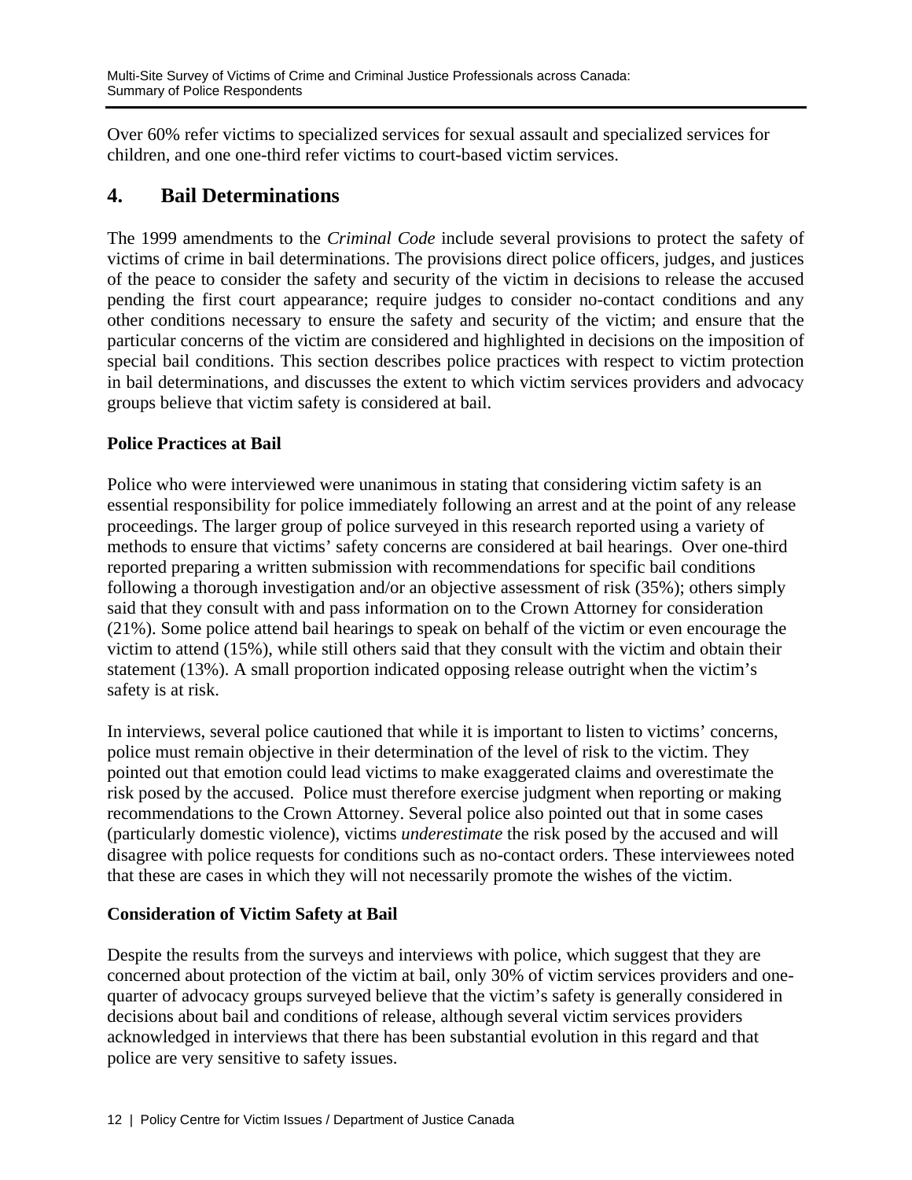Over 60% refer victims to specialized services for sexual assault and specialized services for children, and one one-third refer victims to court-based victim services.

## 4. Bail Determinations

The 1999 amendments to the *Criminal Code* include several provisions to protect the safety of victims of crime in bail determinations. The provisions direct police officers, judges, and justices of the peace to consider the safety and security of the victim in decisions to release the accused pending the first court appearance; require judges to consider no-contact conditions and any other conditions necessary to ensure the safety and security of the victim; and ensure that the particular concerns of the victim are considered and highlighted in decisions on the imposition of special bail conditions. This section describes police practices with respect to victim protection in bail determinations, and discusses the extent to which victim services providers and advocacy groups believe that victim safety is considered at bail.

### Police Practices at Bail

Police who were interviewed were unanimous in stating that considering victim safety is an essential responsibility for police immediately following an arrest and at the point of any release proceedings. The larger group of police surveyed in this research reported using a variety of methods to ensure that victims' safety concerns are considered at bail hearings. Over one-third reported preparing a written submission with recommendations for specific bail conditions following a thorough investigation and/or an objective assessment of risk (35%); others simply said that they consult with and pass information on to the Crown Attorney for consideration (21%). Some police attend bail hearings to speak on behalf of the victim or even encourage the victim to attend (15%), while still others said that they consult with the victim and obtain their statement (13%). A small proportion indicated opposing release outright when the victim's safety is at risk.

In interviews, several police cautioned that while it is important to listen to victims' concerns, police must remain objective in their determination of the level of risk to the victim. They pointed out that emotion could lead victims to make exaggerated claims and overestimate the risk posed by the accused. Police must therefore exercise judgment when reporting or making recommendations to the Crown Attorney. Several police also pointed out that in some cases (particularly domestic violence), victims *underestimate* the risk posed by the accused and will disagree with police requests for conditions such as no-contact orders. These interviewees noted that these are cases in which they will not necessarily promote the wishes of the victim.

### Consideration of Victim Safety at Bail

Despite the results from the surveys and interviews with police, which suggest that they are concerned about protection of the victim at bail, only 30% of victim services providers and one-quarter of advocacy groups surveyed believe that the victim's safety is generally considered in decisions about bail and conditions of release, although several victim services providers acknowledged in interviews that there has been substantial evolution in this regard and that police are very sensitive to safety issues.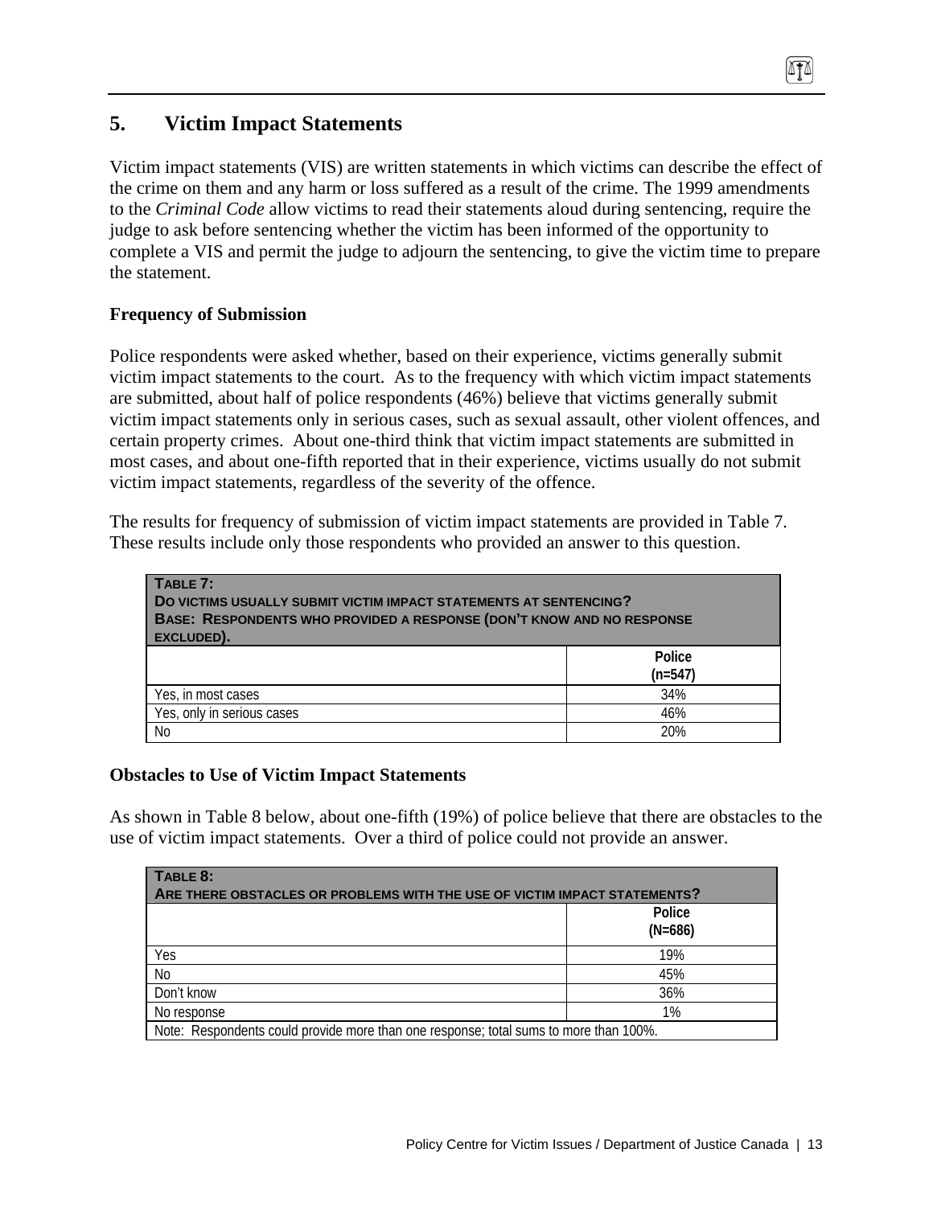## 5. Victim Impact Statements

Victim impact statements (VIS) are written statements in which victims can describe the effect of the crime on them and any harm or loss suffered as a result of the crime. The 1999 amendments to the *Criminal Code* allow victims to read their statements aloud during sentencing, require the judge to ask before sentencing whether the victim has been informed of the opportunity to complete a VIS and permit the judge to adjourn the sentencing, to give the victim time to prepare the statement.

### Frequency of Submission

Police respondents were asked whether, based on their experience, victims generally submit victim impact statements to the court. As to the frequency with which victim impact statements are submitted, about half of police respondents (46%) believe that victims generally submit victim impact statements only in serious cases, such as sexual assault, other violent offences, and certain property crimes. About one-third think that victim impact statements are submitted in most cases, and about one-fifth reported that in their experience, victims usually do not submit victim impact statements, regardless of the severity of the offence.

The results for frequency of submission of victim impact statements are provided in Table 7. These results include only those respondents who provided an answer to this question.

**Table 7: Do victims usually submit victim impact statements at sentencing? Base: Respondents who provided a response (don't know and no response excluded).**

| | Police (n=547) |
|---|---|
| Yes, in most cases | 34% |
| Yes, only in serious cases | 46% |
| No | 20% |

### Obstacles to Use of Victim Impact Statements

As shown in Table 8 below, about one-fifth (19%) of police believe that there are obstacles to the use of victim impact statements. Over a third of police could not provide an answer.

**Table 8: Are there obstacles or problems with the use of victim impact statements?**

| | Police (N=686) |
|---|---|
| Yes | 19% |
| No | 45% |
| Don't know | 36% |
| No response | 1% |

Note: Respondents could provide more than one response; total sums to more than 100%.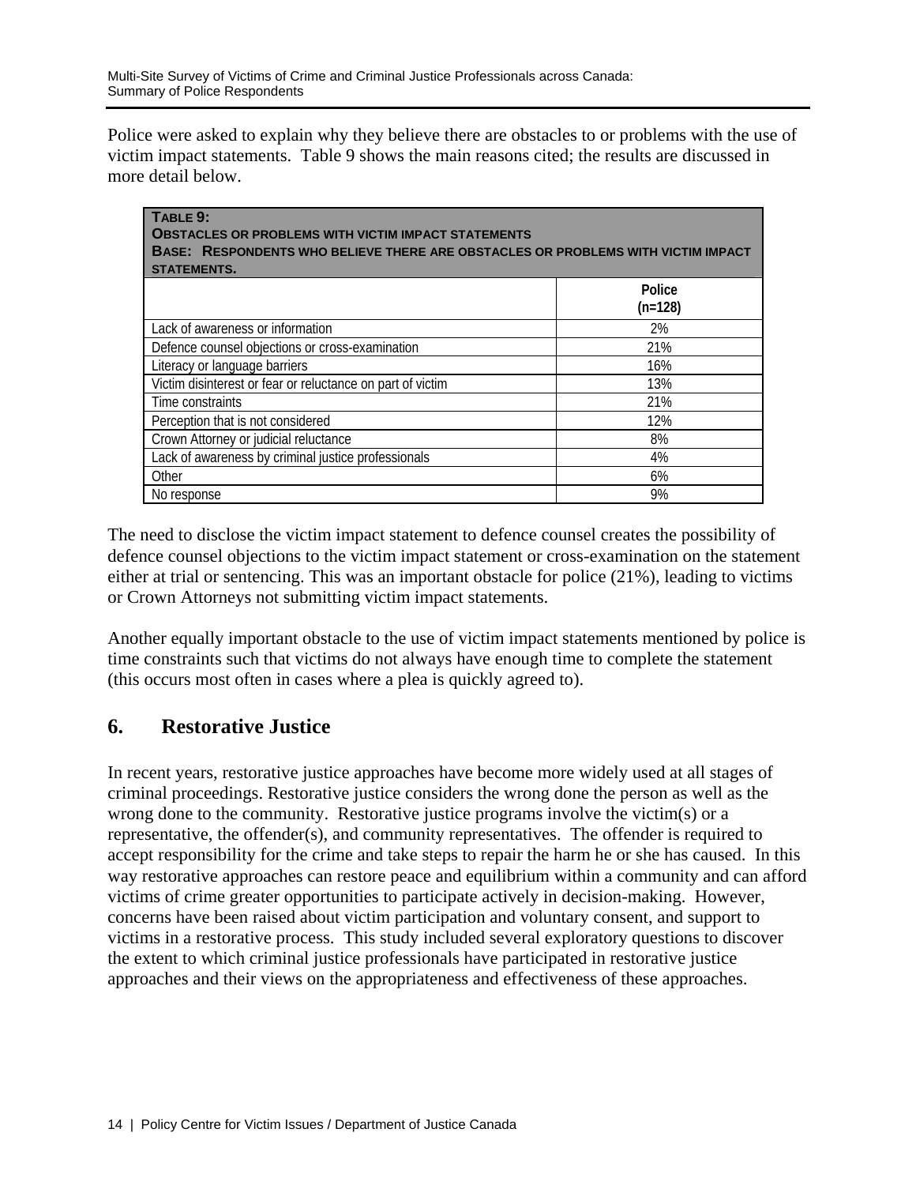Police were asked to explain why they believe there are obstacles to or problems with the use of victim impact statements. Table 9 shows the main reasons cited; the results are discussed in more detail below.

**TABLE 9:**
**OBSTACLES OR PROBLEMS WITH VICTIM IMPACT STATEMENTS**
**BASE: RESPONDENTS WHO BELIEVE THERE ARE OBSTACLES OR PROBLEMS WITH VICTIM IMPACT STATEMENTS.**

| | Police (n=128) |
|---|---|
| Lack of awareness or information | 2% |
| Defence counsel objections or cross-examination | 21% |
| Literacy or language barriers | 16% |
| Victim disinterest or fear or reluctance on part of victim | 13% |
| Time constraints | 21% |
| Perception that is not considered | 12% |
| Crown Attorney or judicial reluctance | 8% |
| Lack of awareness by criminal justice professionals | 4% |
| Other | 6% |
| No response | 9% |

The need to disclose the victim impact statement to defence counsel creates the possibility of defence counsel objections to the victim impact statement or cross-examination on the statement either at trial or sentencing. This was an important obstacle for police (21%), leading to victims or Crown Attorneys not submitting victim impact statements.

Another equally important obstacle to the use of victim impact statements mentioned by police is time constraints such that victims do not always have enough time to complete the statement (this occurs most often in cases where a plea is quickly agreed to).

## 6. Restorative Justice

In recent years, restorative justice approaches have become more widely used at all stages of criminal proceedings. Restorative justice considers the wrong done the person as well as the wrong done to the community. Restorative justice programs involve the victim(s) or a representative, the offender(s), and community representatives. The offender is required to accept responsibility for the crime and take steps to repair the harm he or she has caused. In this way restorative approaches can restore peace and equilibrium within a community and can afford victims of crime greater opportunities to participate actively in decision-making. However, concerns have been raised about victim participation and voluntary consent, and support to victims in a restorative process. This study included several exploratory questions to discover the extent to which criminal justice professionals have participated in restorative justice approaches and their views on the appropriateness and effectiveness of these approaches.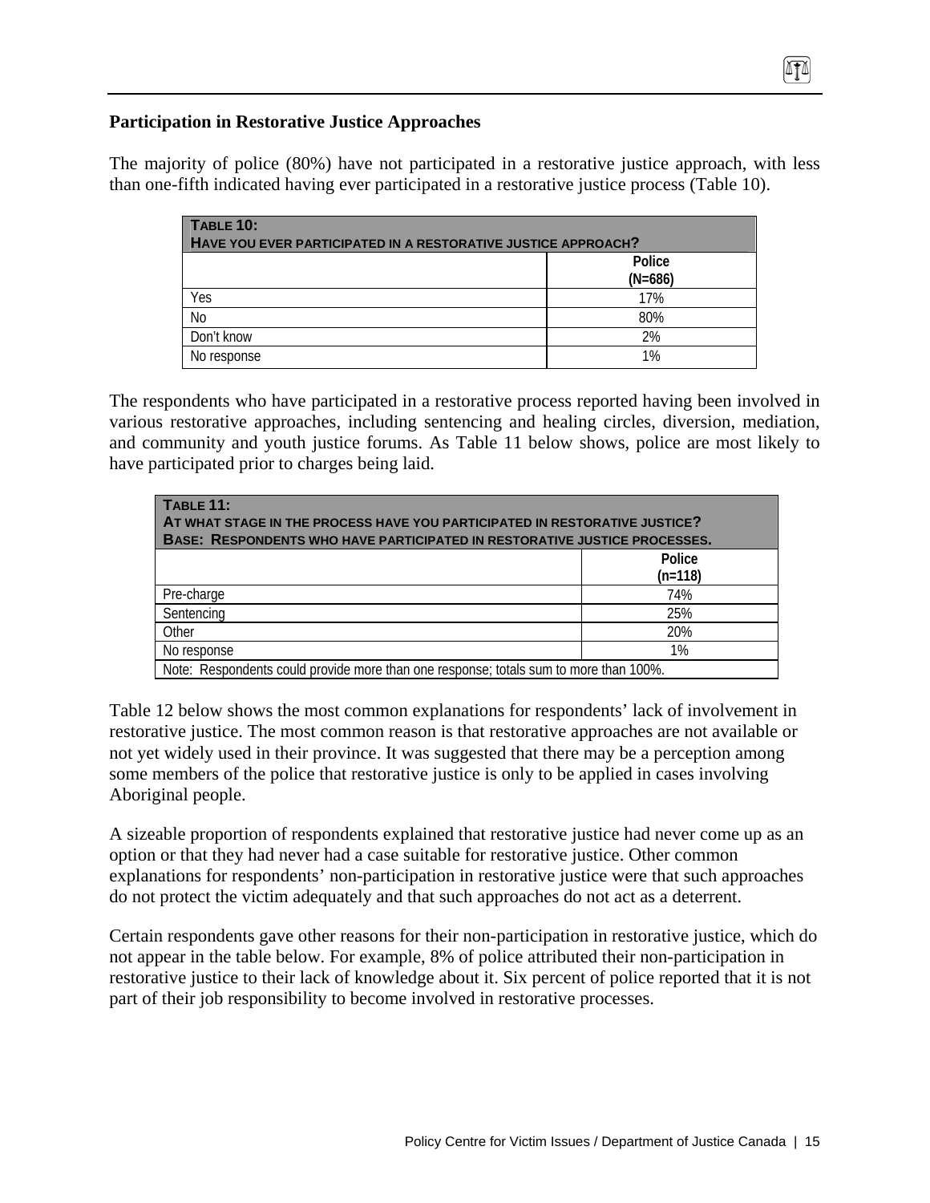### Participation in Restorative Justice Approaches

The majority of police (80%) have not participated in a restorative justice approach, with less than one-fifth indicated having ever participated in a restorative justice process (Table 10).

| **TABLE 10: HAVE YOU EVER PARTICIPATED IN A RESTORATIVE JUSTICE APPROACH?** | |
|---|---|
| | Police (N=686) |
| Yes | 17% |
| No | 80% |
| Don't know | 2% |
| No response | 1% |

The respondents who have participated in a restorative process reported having been involved in various restorative approaches, including sentencing and healing circles, diversion, mediation, and community and youth justice forums. As Table 11 below shows, police are most likely to have participated prior to charges being laid.

| **TABLE 11: AT WHAT STAGE IN THE PROCESS HAVE YOU PARTICIPATED IN RESTORATIVE JUSTICE? BASE: RESPONDENTS WHO HAVE PARTICIPATED IN RESTORATIVE JUSTICE PROCESSES.** | |
|---|---|
| | Police (n=118) |
| Pre-charge | 74% |
| Sentencing | 25% |
| Other | 20% |
| No response | 1% |
| Note: Respondents could provide more than one response; totals sum to more than 100%. | |

Table 12 below shows the most common explanations for respondents' lack of involvement in restorative justice. The most common reason is that restorative approaches are not available or not yet widely used in their province. It was suggested that there may be a perception among some members of the police that restorative justice is only to be applied in cases involving Aboriginal people.

A sizeable proportion of respondents explained that restorative justice had never come up as an option or that they had never had a case suitable for restorative justice. Other common explanations for respondents' non-participation in restorative justice were that such approaches do not protect the victim adequately and that such approaches do not act as a deterrent.

Certain respondents gave other reasons for their non-participation in restorative justice, which do not appear in the table below. For example, 8% of police attributed their non-participation in restorative justice to their lack of knowledge about it. Six percent of police reported that it is not part of their job responsibility to become involved in restorative processes.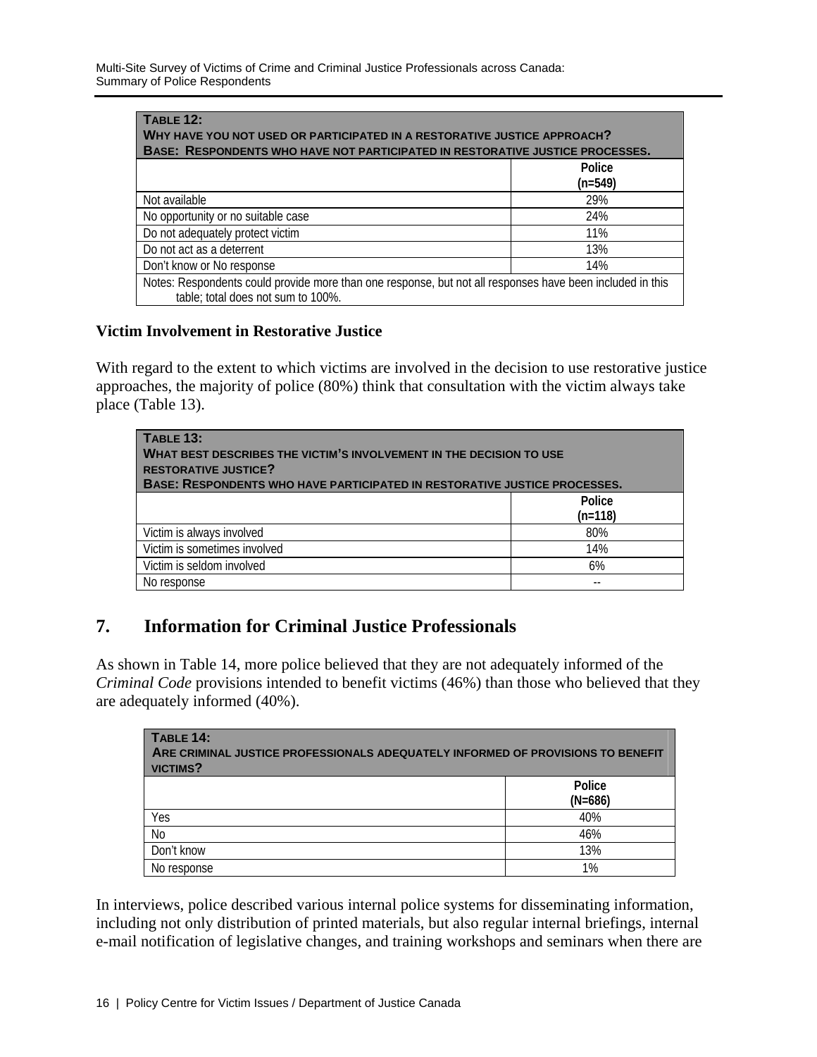**Table 12:**
**Why have you not used or participated in a restorative justice approach?**
**Base: Respondents who have not participated in restorative justice processes.**

| | Police (n=549) |
|---|---|
| Not available | 29% |
| No opportunity or no suitable case | 24% |
| Do not adequately protect victim | 11% |
| Do not act as a deterrent | 13% |
| Don't know or No response | 14% |

Notes: Respondents could provide more than one response, but not all responses have been included in this table; total does not sum to 100%.

### Victim Involvement in Restorative Justice

With regard to the extent to which victims are involved in the decision to use restorative justice approaches, the majority of police (80%) think that consultation with the victim always take place (Table 13).

**Table 13:**
**What best describes the victim's involvement in the decision to use restorative justice?**
**Base: Respondents who have participated in restorative justice processes.**

| | Police (n=118) |
|---|---|
| Victim is always involved | 80% |
| Victim is sometimes involved | 14% |
| Victim is seldom involved | 6% |
| No response | -- |

## 7. Information for Criminal Justice Professionals

As shown in Table 14, more police believed that they are not adequately informed of the *Criminal Code* provisions intended to benefit victims (46%) than those who believed that they are adequately informed (40%).

**Table 14:**
**Are criminal justice professionals adequately informed of provisions to benefit victims?**

| | Police (N=686) |
|---|---|
| Yes | 40% |
| No | 46% |
| Don't know | 13% |
| No response | 1% |

In interviews, police described various internal police systems for disseminating information, including not only distribution of printed materials, but also regular internal briefings, internal e-mail notification of legislative changes, and training workshops and seminars when there are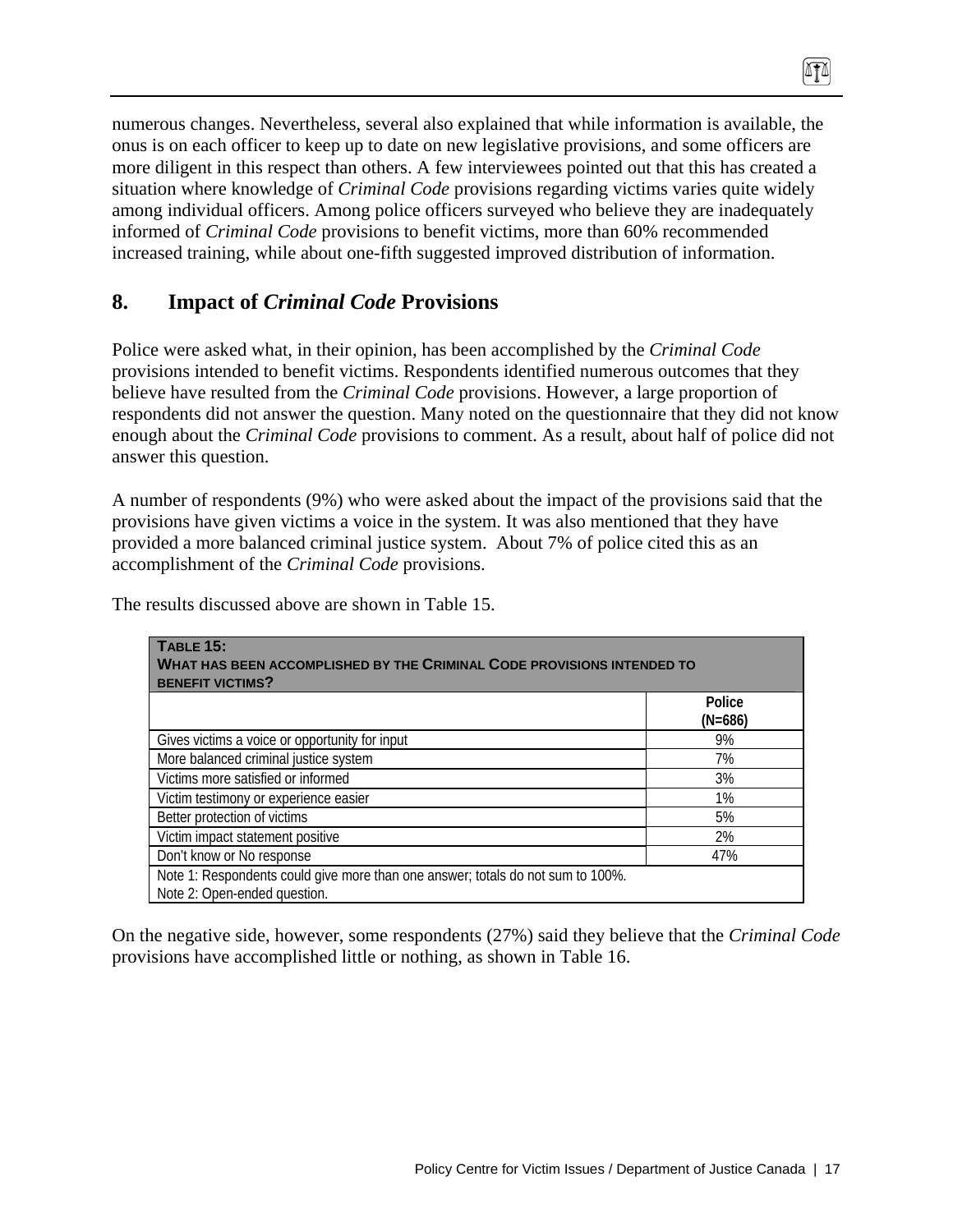numerous changes. Nevertheless, several also explained that while information is available, the onus is on each officer to keep up to date on new legislative provisions, and some officers are more diligent in this respect than others. A few interviewees pointed out that this has created a situation where knowledge of *Criminal Code* provisions regarding victims varies quite widely among individual officers. Among police officers surveyed who believe they are inadequately informed of *Criminal Code* provisions to benefit victims, more than 60% recommended increased training, while about one-fifth suggested improved distribution of information.

## 8. Impact of *Criminal Code* Provisions

Police were asked what, in their opinion, has been accomplished by the *Criminal Code* provisions intended to benefit victims. Respondents identified numerous outcomes that they believe have resulted from the *Criminal Code* provisions. However, a large proportion of respondents did not answer the question. Many noted on the questionnaire that they did not know enough about the *Criminal Code* provisions to comment. As a result, about half of police did not answer this question.

A number of respondents (9%) who were asked about the impact of the provisions said that the provisions have given victims a voice in the system. It was also mentioned that they have provided a more balanced criminal justice system. About 7% of police cited this as an accomplishment of the *Criminal Code* provisions.

The results discussed above are shown in Table 15.

**TABLE 15: WHAT HAS BEEN ACCOMPLISHED BY THE CRIMINAL CODE PROVISIONS INTENDED TO BENEFIT VICTIMS?**

| | Police (N=686) |
|---|---|
| Gives victims a voice or opportunity for input | 9% |
| More balanced criminal justice system | 7% |
| Victims more satisfied or informed | 3% |
| Victim testimony or experience easier | 1% |
| Better protection of victims | 5% |
| Victim impact statement positive | 2% |
| Don't know or No response | 47% |

Note 1: Respondents could give more than one answer; totals do not sum to 100%.
Note 2: Open-ended question.

On the negative side, however, some respondents (27%) said they believe that the *Criminal Code* provisions have accomplished little or nothing, as shown in Table 16.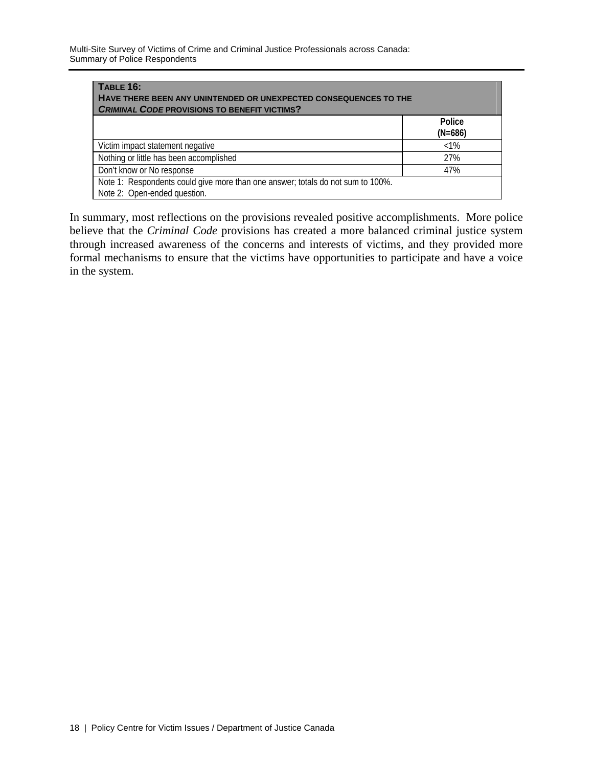**TABLE 16:**
**HAVE THERE BEEN ANY UNINTENDED OR UNEXPECTED CONSEQUENCES TO THE *CRIMINAL CODE* PROVISIONS TO BENEFIT VICTIMS?**

| | Police (N=686) |
|---|---|
| Victim impact statement negative | <1% |
| Nothing or little has been accomplished | 27% |
| Don't know or No response | 47% |

Note 1: Respondents could give more than one answer; totals do not sum to 100%.
Note 2: Open-ended question.

In summary, most reflections on the provisions revealed positive accomplishments. More police believe that the *Criminal Code* provisions has created a more balanced criminal justice system through increased awareness of the concerns and interests of victims, and they provided more formal mechanisms to ensure that the victims have opportunities to participate and have a voice in the system.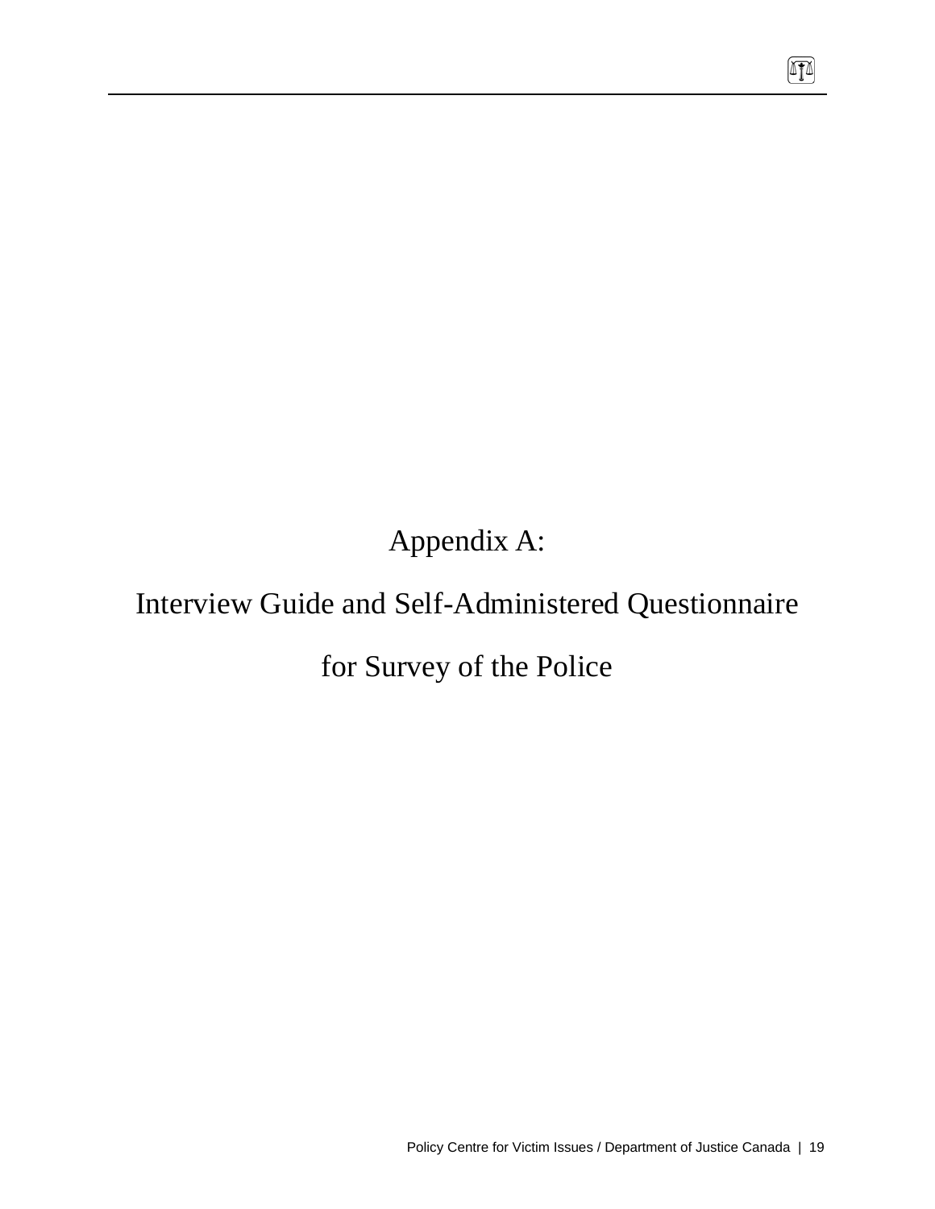# Appendix A:

# Interview Guide and Self-Administered Questionnaire

# for Survey of the Police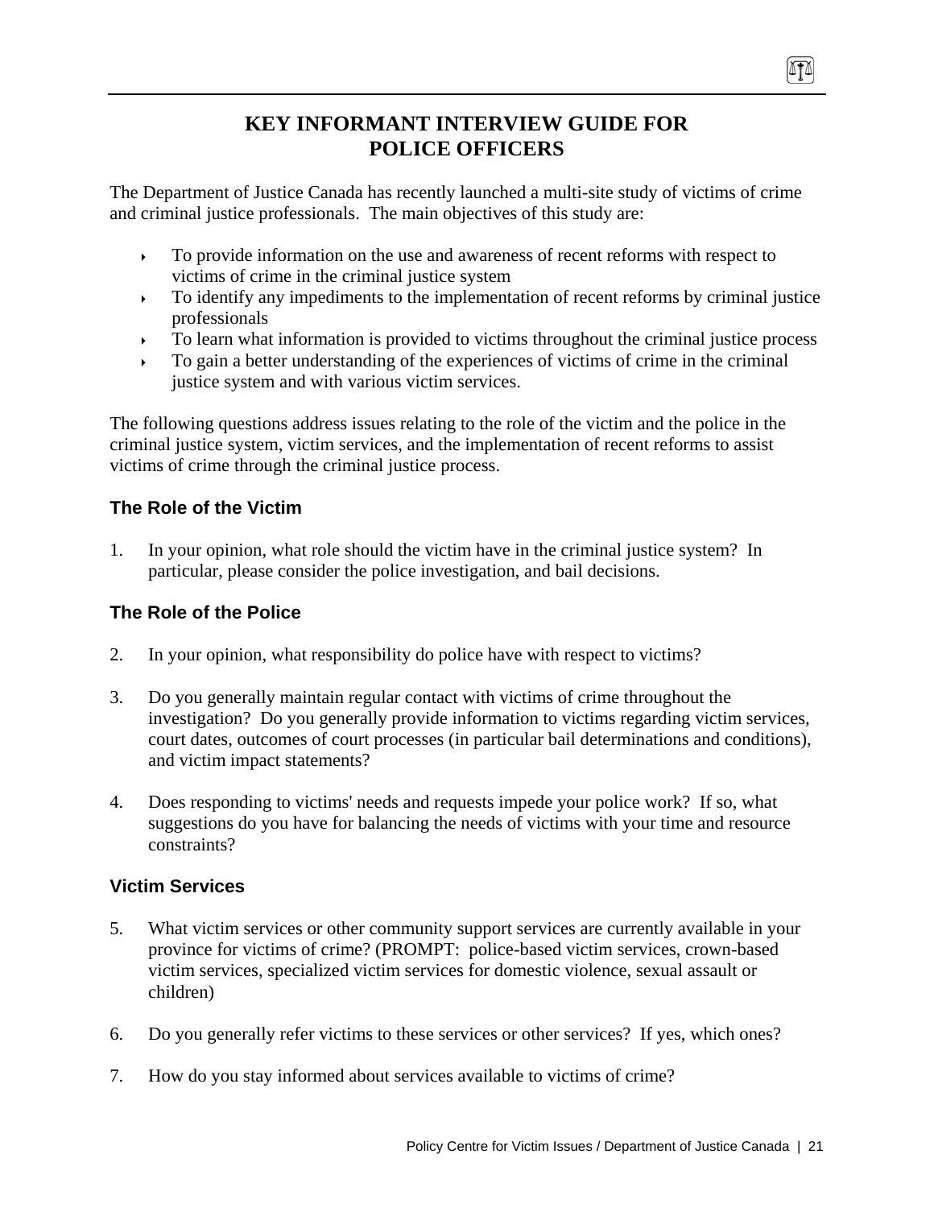# KEY INFORMANT INTERVIEW GUIDE FOR POLICE OFFICERS

The Department of Justice Canada has recently launched a multi-site study of victims of crime and criminal justice professionals. The main objectives of this study are:

- To provide information on the use and awareness of recent reforms with respect to victims of crime in the criminal justice system
- To identify any impediments to the implementation of recent reforms by criminal justice professionals
- To learn what information is provided to victims throughout the criminal justice process
- To gain a better understanding of the experiences of victims of crime in the criminal justice system and with various victim services.

The following questions address issues relating to the role of the victim and the police in the criminal justice system, victim services, and the implementation of recent reforms to assist victims of crime through the criminal justice process.

## The Role of the Victim

1. In your opinion, what role should the victim have in the criminal justice system? In particular, please consider the police investigation, and bail decisions.

## The Role of the Police

2. In your opinion, what responsibility do police have with respect to victims?

3. Do you generally maintain regular contact with victims of crime throughout the investigation? Do you generally provide information to victims regarding victim services, court dates, outcomes of court processes (in particular bail determinations and conditions), and victim impact statements?

4. Does responding to victims' needs and requests impede your police work? If so, what suggestions do you have for balancing the needs of victims with your time and resource constraints?

## Victim Services

5. What victim services or other community support services are currently available in your province for victims of crime? (PROMPT: police-based victim services, crown-based victim services, specialized victim services for domestic violence, sexual assault or children)

6. Do you generally refer victims to these services or other services? If yes, which ones?

7. How do you stay informed about services available to victims of crime?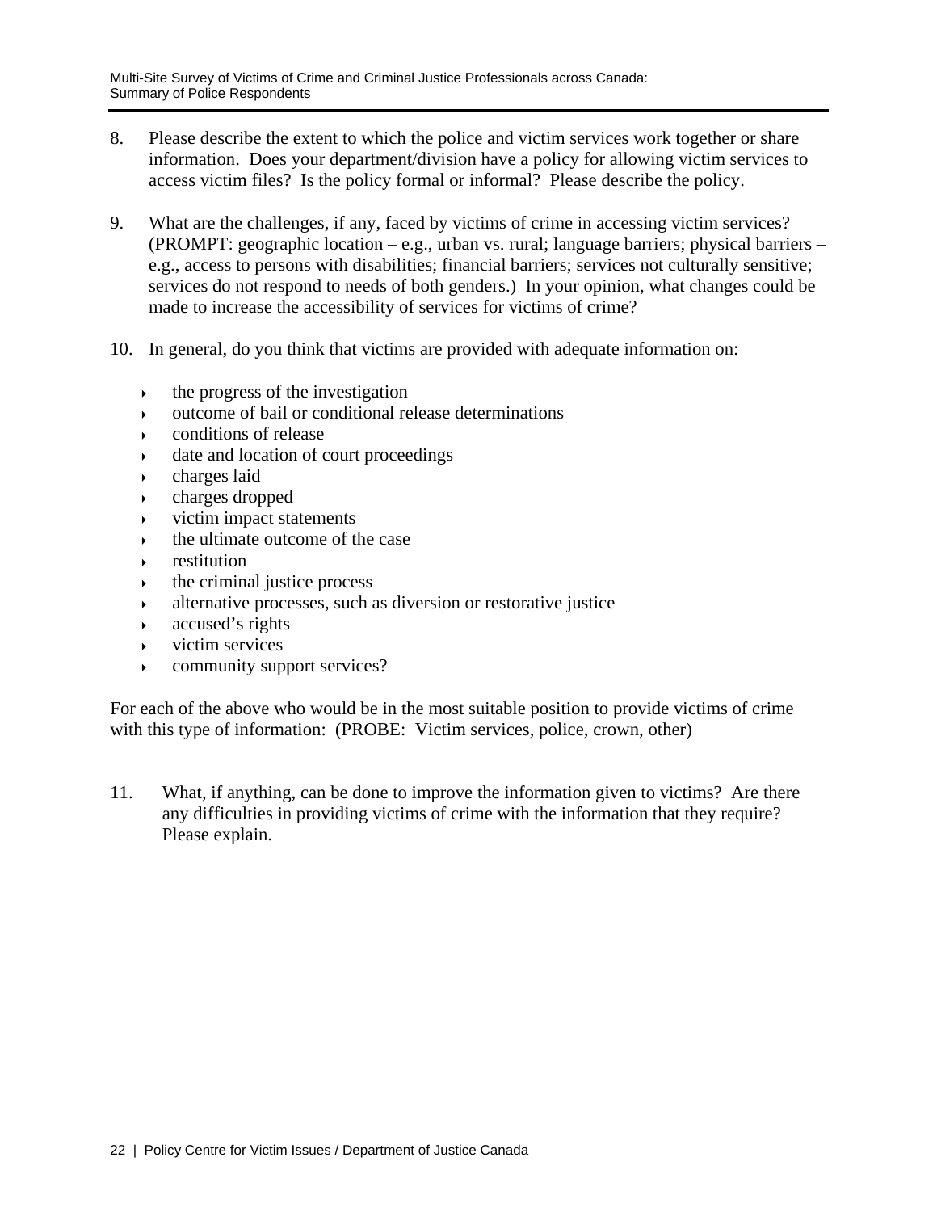8. Please describe the extent to which the police and victim services work together or share information. Does your department/division have a policy for allowing victim services to access victim files? Is the policy formal or informal? Please describe the policy.

9. What are the challenges, if any, faced by victims of crime in accessing victim services? (PROMPT: geographic location – e.g., urban vs. rural; language barriers; physical barriers – e.g., access to persons with disabilities; financial barriers; services not culturally sensitive; services do not respond to needs of both genders.) In your opinion, what changes could be made to increase the accessibility of services for victims of crime?

10. In general, do you think that victims are provided with adequate information on:

    - the progress of the investigation
    - outcome of bail or conditional release determinations
    - conditions of release
    - date and location of court proceedings
    - charges laid
    - charges dropped
    - victim impact statements
    - the ultimate outcome of the case
    - restitution
    - the criminal justice process
    - alternative processes, such as diversion or restorative justice
    - accused's rights
    - victim services
    - community support services?

For each of the above who would be in the most suitable position to provide victims of crime with this type of information: (PROBE: Victim services, police, crown, other)

11. What, if anything, can be done to improve the information given to victims? Are there any difficulties in providing victims of crime with the information that they require? Please explain.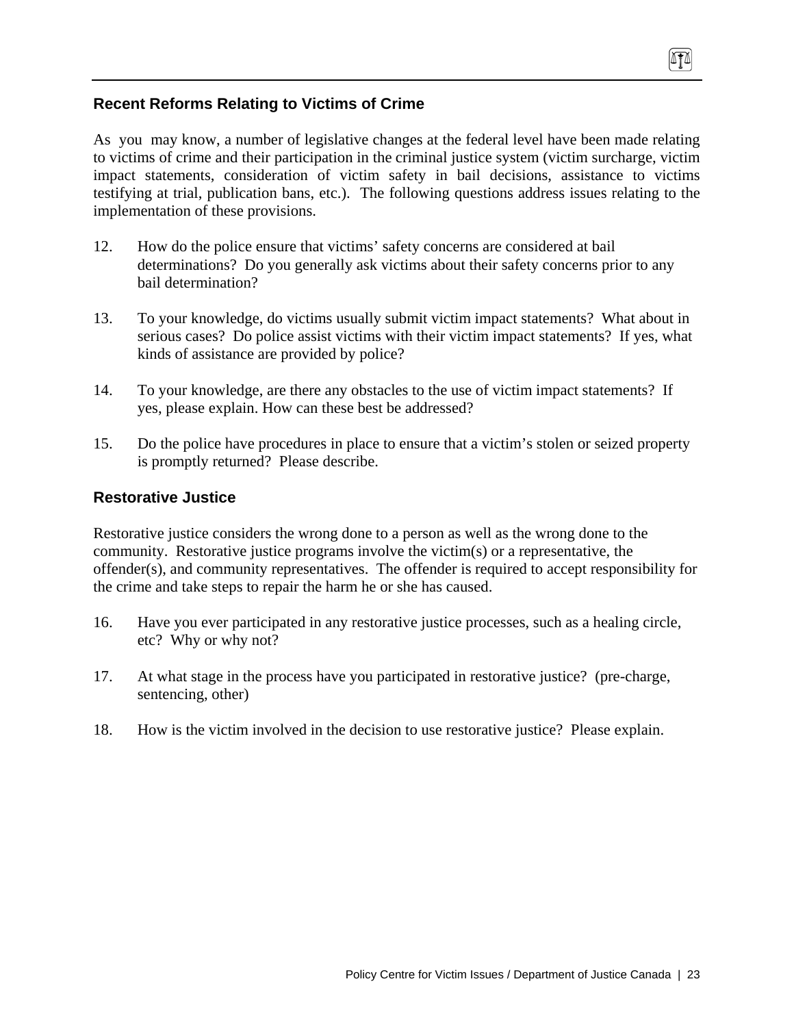## Recent Reforms Relating to Victims of Crime

As you may know, a number of legislative changes at the federal level have been made relating to victims of crime and their participation in the criminal justice system (victim surcharge, victim impact statements, consideration of victim safety in bail decisions, assistance to victims testifying at trial, publication bans, etc.). The following questions address issues relating to the implementation of these provisions.

12. How do the police ensure that victims' safety concerns are considered at bail determinations? Do you generally ask victims about their safety concerns prior to any bail determination?

13. To your knowledge, do victims usually submit victim impact statements? What about in serious cases? Do police assist victims with their victim impact statements? If yes, what kinds of assistance are provided by police?

14. To your knowledge, are there any obstacles to the use of victim impact statements? If yes, please explain. How can these best be addressed?

15. Do the police have procedures in place to ensure that a victim's stolen or seized property is promptly returned? Please describe.

## Restorative Justice

Restorative justice considers the wrong done to a person as well as the wrong done to the community. Restorative justice programs involve the victim(s) or a representative, the offender(s), and community representatives. The offender is required to accept responsibility for the crime and take steps to repair the harm he or she has caused.

16. Have you ever participated in any restorative justice processes, such as a healing circle, etc? Why or why not?

17. At what stage in the process have you participated in restorative justice? (pre-charge, sentencing, other)

18. How is the victim involved in the decision to use restorative justice? Please explain.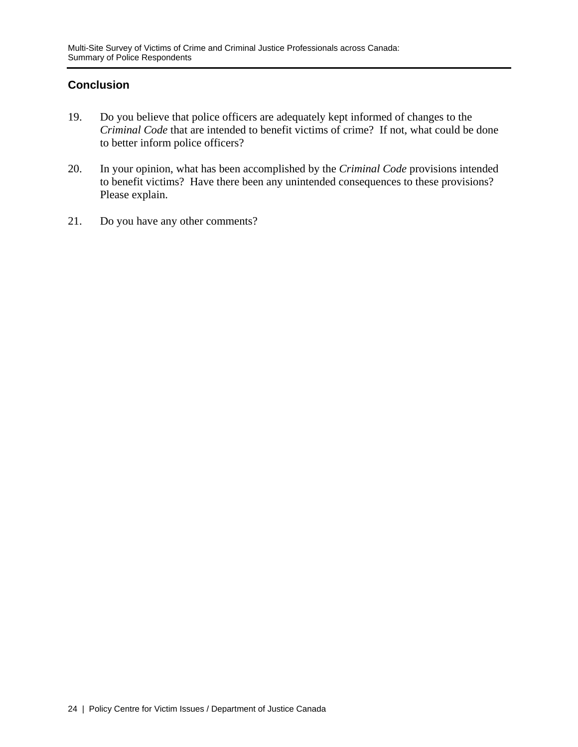## Conclusion

19. Do you believe that police officers are adequately kept informed of changes to the *Criminal Code* that are intended to benefit victims of crime? If not, what could be done to better inform police officers?

20. In your opinion, what has been accomplished by the *Criminal Code* provisions intended to benefit victims? Have there been any unintended consequences to these provisions? Please explain.

21. Do you have any other comments?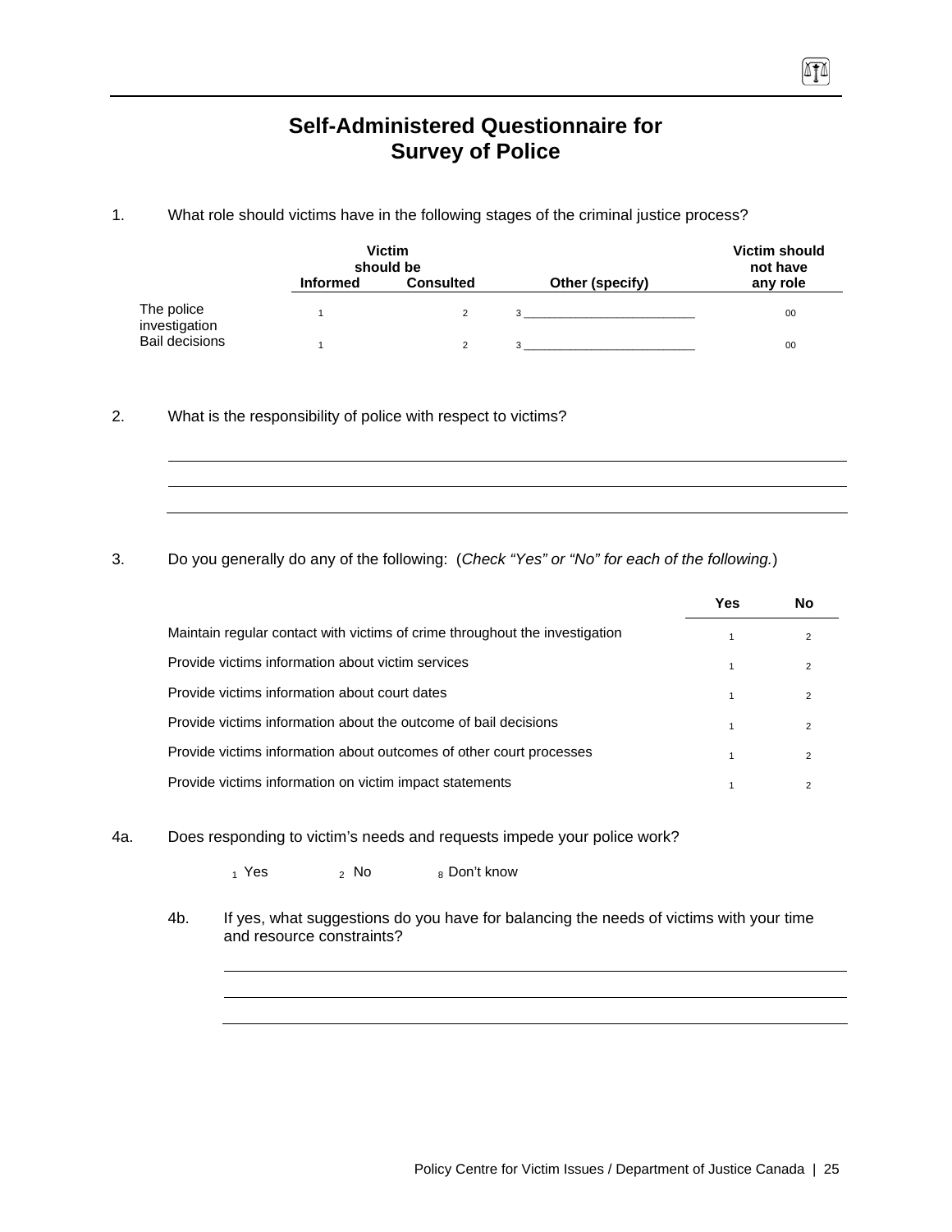# Self-Administered Questionnaire for Survey of Police

1. What role should victims have in the following stages of the criminal justice process?

| | Victim should be Informed | Victim should be Consulted | Other (specify) | Victim should not have any role |
|---|---|---|---|---|
| The police investigation | 1 | 2 | 3 ____________________ | 00 |
| Bail decisions | 1 | 2 | 3 ____________________ | 00 |

2. What is the responsibility of police with respect to victims?

_______________________________________________

_______________________________________________

_______________________________________________

3. Do you generally do any of the following: (*Check "Yes" or "No" for each of the following.*)

| | Yes | No |
|---|---|---|
| Maintain regular contact with victims of crime throughout the investigation | 1 | 2 |
| Provide victims information about victim services | 1 | 2 |
| Provide victims information about court dates | 1 | 2 |
| Provide victims information about the outcome of bail decisions | 1 | 2 |
| Provide victims information about outcomes of other court processes | 1 | 2 |
| Provide victims information on victim impact statements | 1 | 2 |

4a. Does responding to victim's needs and requests impede your police work?

1 Yes  2 No  8 Don't know

4b. If yes, what suggestions do you have for balancing the needs of victims with your time and resource constraints?

_______________________________________________

_______________________________________________

_______________________________________________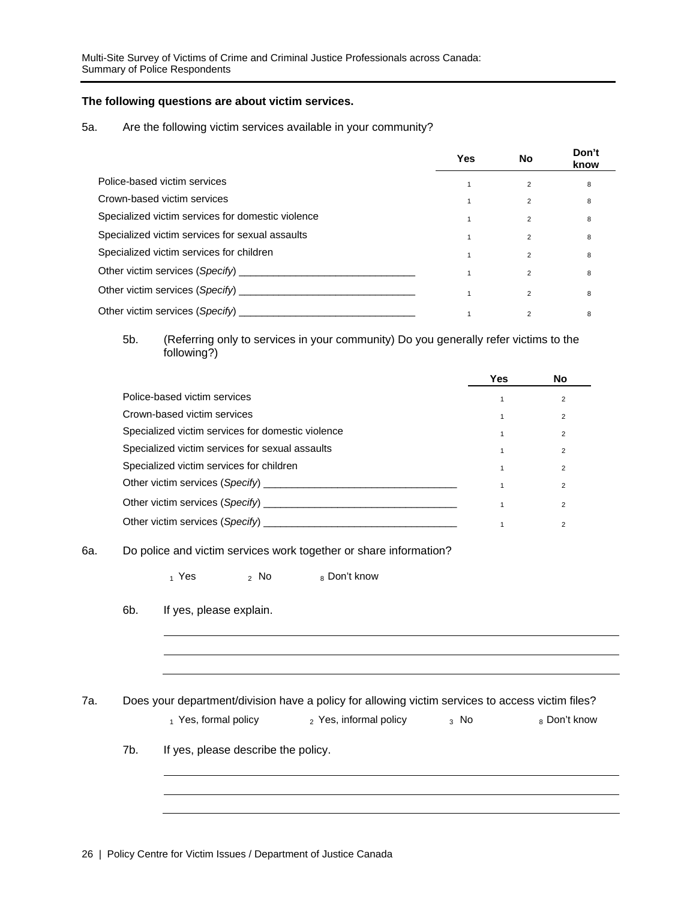**The following questions are about victim services.**

5a. Are the following victim services available in your community?

| | Yes | No | Don't know |
|---|---|---|---|
| Police-based victim services | 1 | 2 | 8 |
| Crown-based victim services | 1 | 2 | 8 |
| Specialized victim services for domestic violence | 1 | 2 | 8 |
| Specialized victim services for sexual assaults | 1 | 2 | 8 |
| Specialized victim services for children | 1 | 2 | 8 |
| Other victim services (*Specify*) ______________________________ | 1 | 2 | 8 |
| Other victim services (*Specify*) ______________________________ | 1 | 2 | 8 |
| Other victim services (*Specify*) ______________________________ | 1 | 2 | 8 |

5b. (Referring only to services in your community) Do you generally refer victims to the following?)

| | Yes | No |
|---|---|---|
| Police-based victim services | 1 | 2 |
| Crown-based victim services | 1 | 2 |
| Specialized victim services for domestic violence | 1 | 2 |
| Specialized victim services for sexual assaults | 1 | 2 |
| Specialized victim services for children | 1 | 2 |
| Other victim services (*Specify*) _________________________________ | 1 | 2 |
| Other victim services (*Specify*) _________________________________ | 1 | 2 |
| Other victim services (*Specify*) _________________________________ | 1 | 2 |

6a. Do police and victim services work together or share information?

1 Yes   2 No   8 Don't know

6b. If yes, please explain.

______________________________________________________________________

______________________________________________________________________

______________________________________________________________________

7a. Does your department/division have a policy for allowing victim services to access victim files?

1 Yes, formal policy   2 Yes, informal policy   3 No   8 Don't know

7b. If yes, please describe the policy.

______________________________________________________________________

______________________________________________________________________

______________________________________________________________________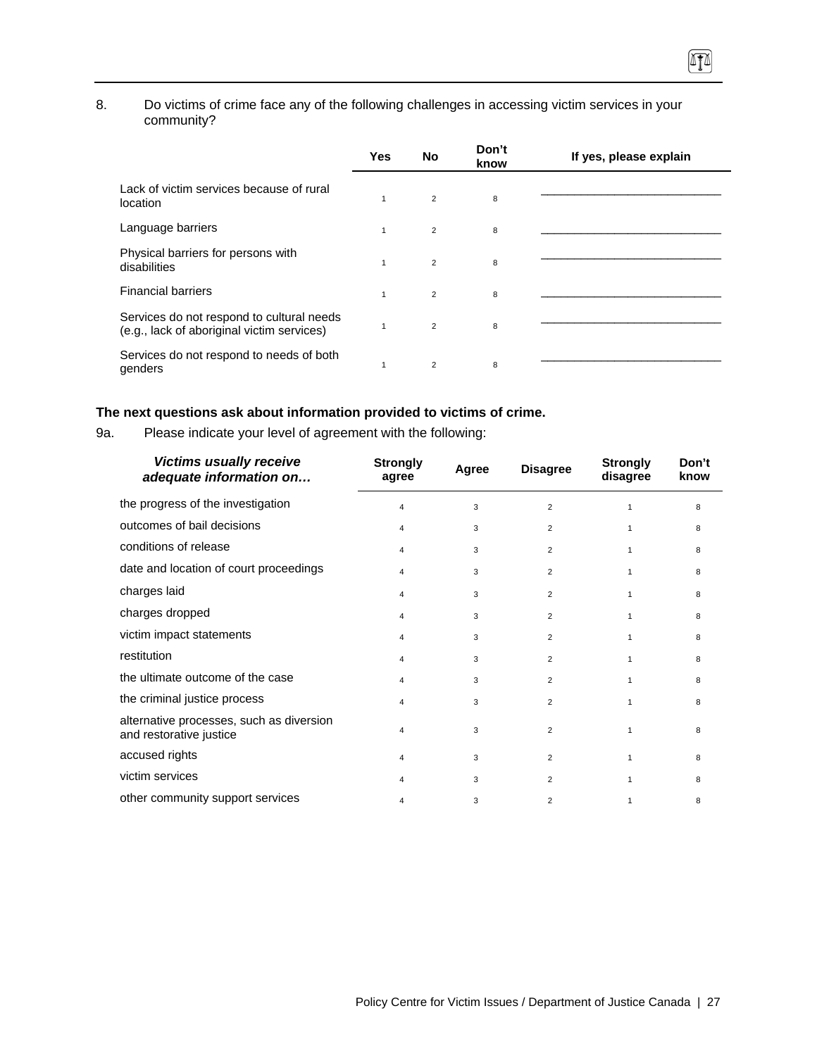8. Do victims of crime face any of the following challenges in accessing victim services in your community?

| | Yes | No | Don't know | If yes, please explain |
|---|---|---|---|---|
| Lack of victim services because of rural location | 1 | 2 | 8 | ___________________________ |
| Language barriers | 1 | 2 | 8 | ___________________________ |
| Physical barriers for persons with disabilities | 1 | 2 | 8 | ___________________________ |
| Financial barriers | 1 | 2 | 8 | ___________________________ |
| Services do not respond to cultural needs (e.g., lack of aboriginal victim services) | 1 | 2 | 8 | ___________________________ |
| Services do not respond to needs of both genders | 1 | 2 | 8 | ___________________________ |

**The next questions ask about information provided to victims of crime.**

9a. Please indicate your level of agreement with the following:

| ***Victims usually receive adequate information on…*** | Strongly agree | Agree | Disagree | Strongly disagree | Don't know |
|---|---|---|---|---|---|
| the progress of the investigation | 4 | 3 | 2 | 1 | 8 |
| outcomes of bail decisions | 4 | 3 | 2 | 1 | 8 |
| conditions of release | 4 | 3 | 2 | 1 | 8 |
| date and location of court proceedings | 4 | 3 | 2 | 1 | 8 |
| charges laid | 4 | 3 | 2 | 1 | 8 |
| charges dropped | 4 | 3 | 2 | 1 | 8 |
| victim impact statements | 4 | 3 | 2 | 1 | 8 |
| restitution | 4 | 3 | 2 | 1 | 8 |
| the ultimate outcome of the case | 4 | 3 | 2 | 1 | 8 |
| the criminal justice process | 4 | 3 | 2 | 1 | 8 |
| alternative processes, such as diversion and restorative justice | 4 | 3 | 2 | 1 | 8 |
| accused rights | 4 | 3 | 2 | 1 | 8 |
| victim services | 4 | 3 | 2 | 1 | 8 |
| other community support services | 4 | 3 | 2 | 1 | 8 |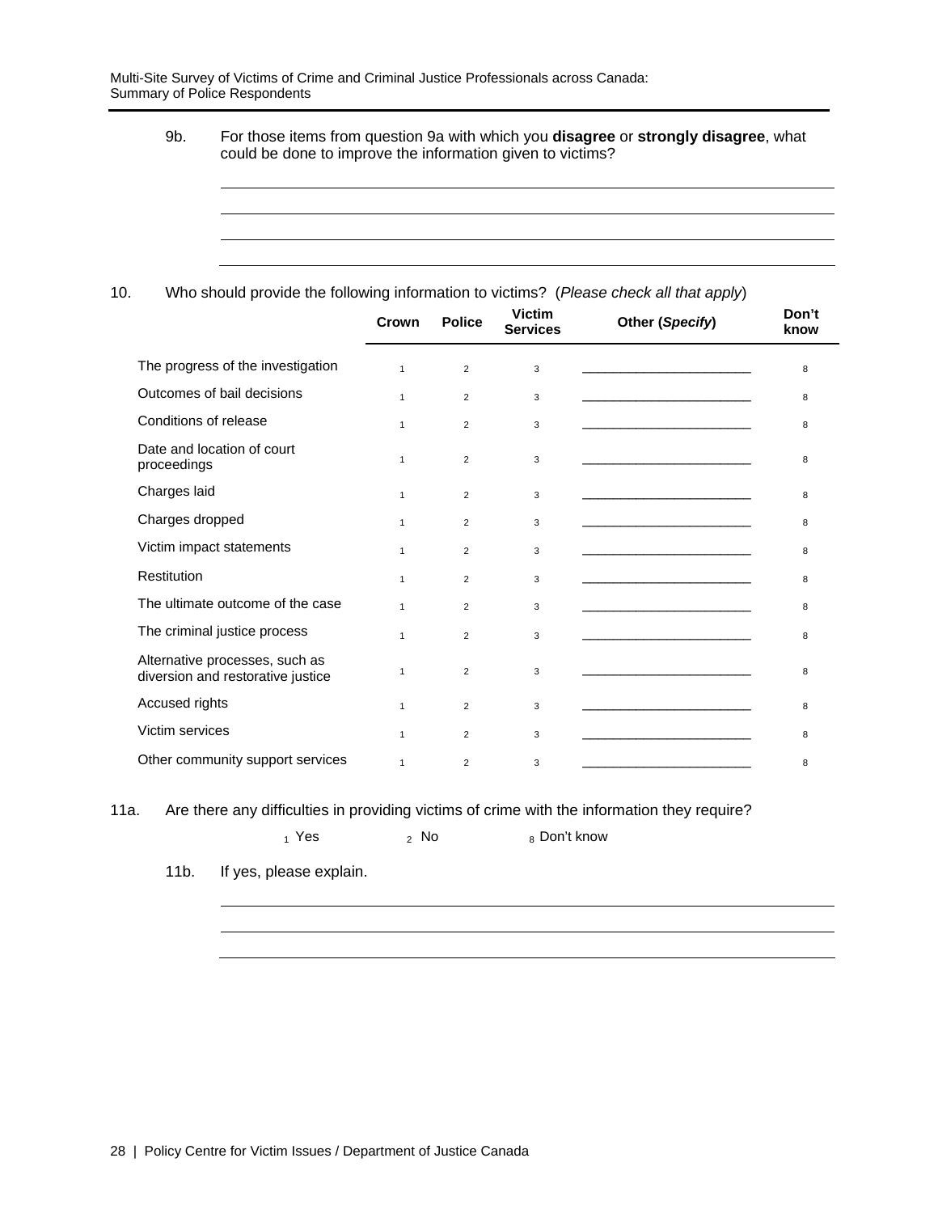9b. For those items from question 9a with which you **disagree** or **strongly disagree**, what could be done to improve the information given to victims?

______________________________________________________________________

______________________________________________________________________

______________________________________________________________________

______________________________________________________________________

10. Who should provide the following information to victims? (*Please check all that apply*)

| | Crown | Police | Victim Services | Other (*Specify*) | Don't know |
|---|---|---|---|---|---|
| The progress of the investigation | 1 | 2 | 3 | ________________________ | 8 |
| Outcomes of bail decisions | 1 | 2 | 3 | ________________________ | 8 |
| Conditions of release | 1 | 2 | 3 | ________________________ | 8 |
| Date and location of court proceedings | 1 | 2 | 3 | ________________________ | 8 |
| Charges laid | 1 | 2 | 3 | ________________________ | 8 |
| Charges dropped | 1 | 2 | 3 | ________________________ | 8 |
| Victim impact statements | 1 | 2 | 3 | ________________________ | 8 |
| Restitution | 1 | 2 | 3 | ________________________ | 8 |
| The ultimate outcome of the case | 1 | 2 | 3 | ________________________ | 8 |
| The criminal justice process | 1 | 2 | 3 | ________________________ | 8 |
| Alternative processes, such as diversion and restorative justice | 1 | 2 | 3 | ________________________ | 8 |
| Accused rights | 1 | 2 | 3 | ________________________ | 8 |
| Victim services | 1 | 2 | 3 | ________________________ | 8 |
| Other community support services | 1 | 2 | 3 | ________________________ | 8 |

11a. Are there any difficulties in providing victims of crime with the information they require?

1 Yes    2 No    8 Don't know

11b. If yes, please explain.

______________________________________________________________________

______________________________________________________________________

______________________________________________________________________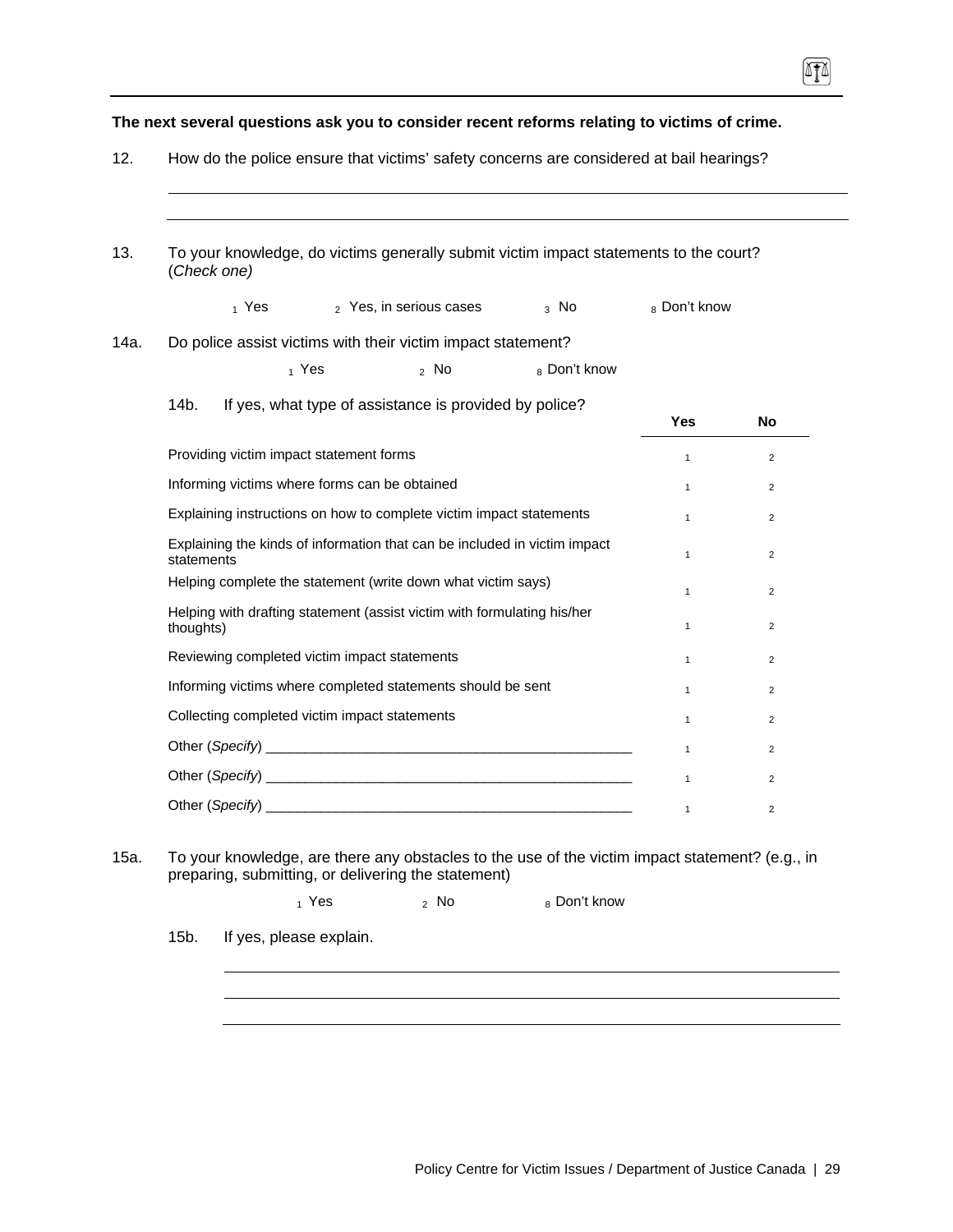**The next several questions ask you to consider recent reforms relating to victims of crime.**

12. How do the police ensure that victims' safety concerns are considered at bail hearings?

______________________________________________________________________

______________________________________________________________________

13. To your knowledge, do victims generally submit victim impact statements to the court? (*Check one)*

   1 Yes   2 Yes, in serious cases   3 No   8 Don't know

14a. Do police assist victims with their victim impact statement?

   1 Yes   2 No   8 Don't know

14b. If yes, what type of assistance is provided by police?

| | Yes | No |
|---|---|---|
| Providing victim impact statement forms | 1 | 2 |
| Informing victims where forms can be obtained | 1 | 2 |
| Explaining instructions on how to complete victim impact statements | 1 | 2 |
| Explaining the kinds of information that can be included in victim impact statements | 1 | 2 |
| Helping complete the statement (write down what victim says) | 1 | 2 |
| Helping with drafting statement (assist victim with formulating his/her thoughts) | 1 | 2 |
| Reviewing completed victim impact statements | 1 | 2 |
| Informing victims where completed statements should be sent | 1 | 2 |
| Collecting completed victim impact statements | 1 | 2 |
| Other (*Specify*) ________________________________ | 1 | 2 |
| Other (*Specify*) ________________________________ | 1 | 2 |
| Other (*Specify*) ________________________________ | 1 | 2 |

15a. To your knowledge, are there any obstacles to the use of the victim impact statement? (e.g., in preparing, submitting, or delivering the statement)

   1 Yes   2 No   8 Don't know

15b. If yes, please explain.

______________________________________________________________________

______________________________________________________________________

______________________________________________________________________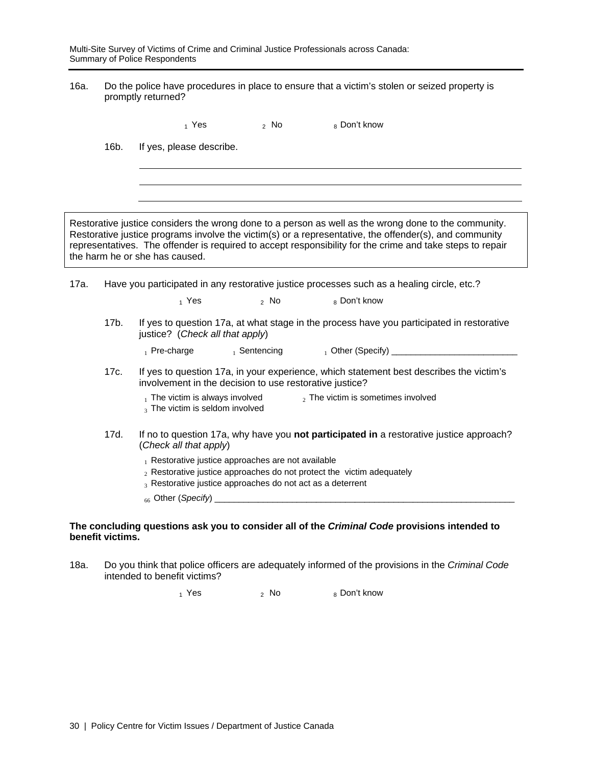16a. Do the police have procedures in place to ensure that a victim's stolen or seized property is promptly returned?

- 1 Yes
- 2 No
- 8 Don't know

16b. If yes, please describe.

\_\_\_\_\_\_\_\_\_\_\_\_\_\_\_\_\_\_\_\_\_\_\_\_\_\_\_\_\_\_\_\_\_\_\_\_\_\_\_\_\_\_\_\_\_\_\_\_\_\_\_\_\_\_\_\_\_\_\_\_

\_\_\_\_\_\_\_\_\_\_\_\_\_\_\_\_\_\_\_\_\_\_\_\_\_\_\_\_\_\_\_\_\_\_\_\_\_\_\_\_\_\_\_\_\_\_\_\_\_\_\_\_\_\_\_\_\_\_\_\_

\_\_\_\_\_\_\_\_\_\_\_\_\_\_\_\_\_\_\_\_\_\_\_\_\_\_\_\_\_\_\_\_\_\_\_\_\_\_\_\_\_\_\_\_\_\_\_\_\_\_\_\_\_\_\_\_\_\_\_\_

> Restorative justice considers the wrong done to a person as well as the wrong done to the community. Restorative justice programs involve the victim(s) or a representative, the offender(s), and community representatives. The offender is required to accept responsibility for the crime and take steps to repair the harm he or she has caused.

17a. Have you participated in any restorative justice processes such as a healing circle, etc.?

- 1 Yes
- 2 No
- 8 Don't know

17b. If yes to question 17a, at what stage in the process have you participated in restorative justice? (*Check all that apply*)

- 1 Pre-charge
- 1 Sentencing
- 1 Other (Specify) \_\_\_\_\_\_\_\_\_\_\_\_\_\_\_\_\_\_\_\_\_\_\_\_\_\_

17c. If yes to question 17a, in your experience, which statement best describes the victim's involvement in the decision to use restorative justice?

- 1 The victim is always involved
- 2 The victim is sometimes involved
- 3 The victim is seldom involved

17d. If no to question 17a, why have you **not participated in** a restorative justice approach? (*Check all that apply*)

- 1 Restorative justice approaches are not available
- 2 Restorative justice approaches do not protect the victim adequately
- 3 Restorative justice approaches do not act as a deterrent
- 66 Other (*Specify*) \_\_\_\_\_\_\_\_\_\_\_\_\_\_\_\_\_\_\_\_\_\_\_\_\_\_\_\_\_\_\_\_\_\_\_\_\_\_\_\_\_\_\_\_\_\_\_\_\_\_\_\_\_\_\_\_\_\_\_\_

**The concluding questions ask you to consider all of the *Criminal Code* provisions intended to benefit victims.**

18a. Do you think that police officers are adequately informed of the provisions in the *Criminal Code* intended to benefit victims?

- 1 Yes
- 2 No
- 8 Don't know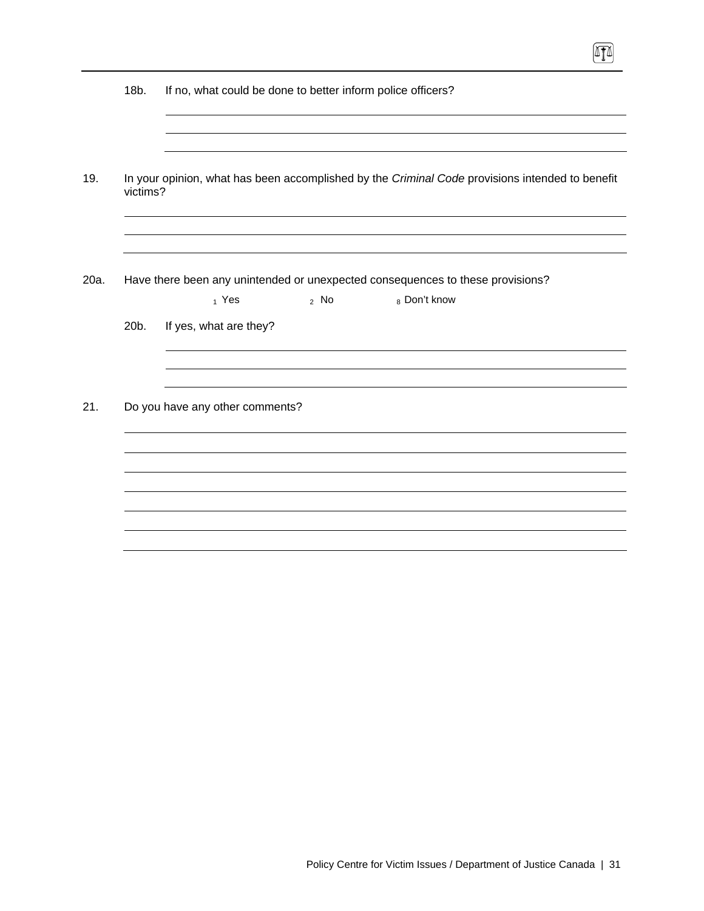18b. If no, what could be done to better inform police officers?

___

___

___

19. In your opinion, what has been accomplished by the *Criminal Code* provisions intended to benefit victims?

___

___

___

20a. Have there been any unintended or unexpected consequences to these provisions?

1 Yes    2 No    8 Don't know

20b. If yes, what are they?

___

___

___

21. Do you have any other comments?

___

___

___

___

___

___

___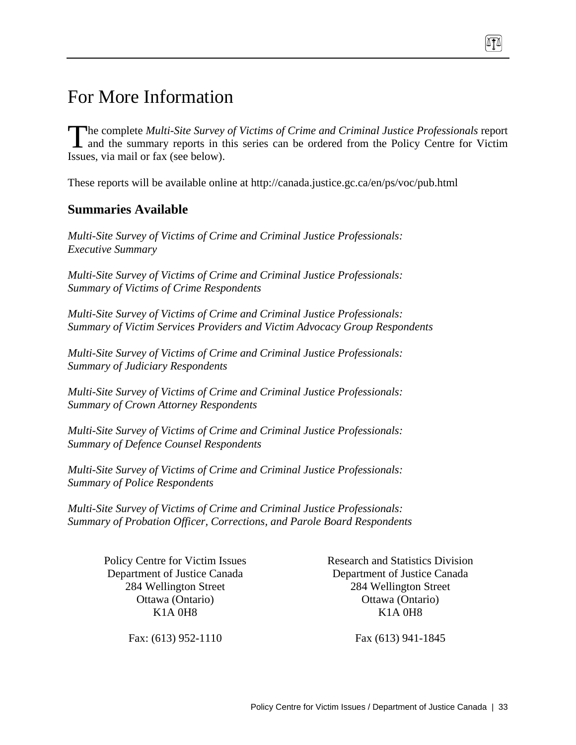# For More Information

The complete *Multi-Site Survey of Victims of Crime and Criminal Justice Professionals* report and the summary reports in this series can be ordered from the Policy Centre for Victim Issues, via mail or fax (see below).

These reports will be available online at http://canada.justice.gc.ca/en/ps/voc/pub.html

## Summaries Available

*Multi-Site Survey of Victims of Crime and Criminal Justice Professionals: Executive Summary*

*Multi-Site Survey of Victims of Crime and Criminal Justice Professionals: Summary of Victims of Crime Respondents*

*Multi-Site Survey of Victims of Crime and Criminal Justice Professionals: Summary of Victim Services Providers and Victim Advocacy Group Respondents*

*Multi-Site Survey of Victims of Crime and Criminal Justice Professionals: Summary of Judiciary Respondents*

*Multi-Site Survey of Victims of Crime and Criminal Justice Professionals: Summary of Crown Attorney Respondents*

*Multi-Site Survey of Victims of Crime and Criminal Justice Professionals: Summary of Defence Counsel Respondents*

*Multi-Site Survey of Victims of Crime and Criminal Justice Professionals: Summary of Police Respondents*

*Multi-Site Survey of Victims of Crime and Criminal Justice Professionals: Summary of Probation Officer, Corrections, and Parole Board Respondents*

Policy Centre for Victim Issues
Department of Justice Canada
284 Wellington Street
Ottawa (Ontario)
K1A 0H8

Fax: (613) 952-1110

Research and Statistics Division
Department of Justice Canada
284 Wellington Street
Ottawa (Ontario)
K1A 0H8

Fax (613) 941-1845